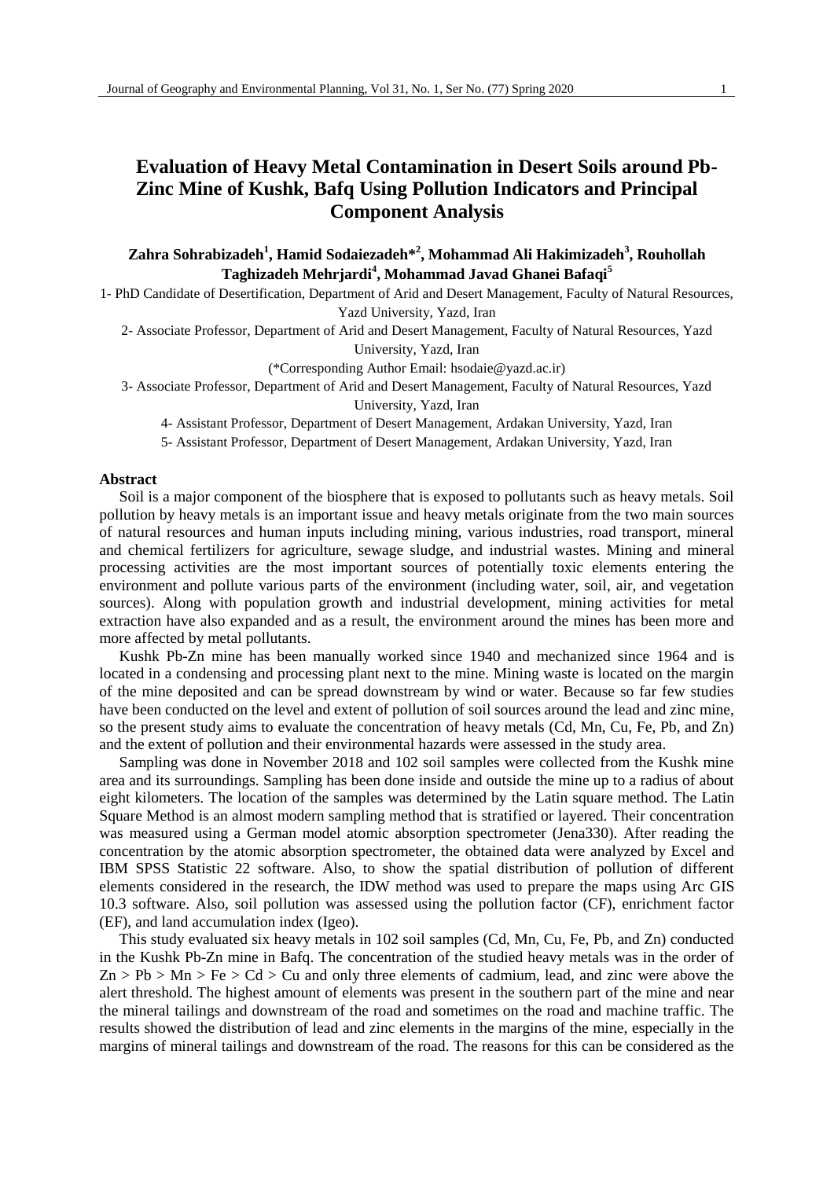# Evaluation of Heavy Metal Contamination in Desert Soils around Pb-Zinc Mine of Kushk, Bafq Using Pollution Indicators and Principal Component Analysis

**Zahra Sohrabizadeh[1], Hamid Sodaiezadeh*[2], Mohammad Ali Hakimizadeh[3], Rouhollah Taghizadeh Mehrjardi[4], Mohammad Javad Ghanei Bafaqi[5]**

1- PhD Candidate of Desertification, Department of Arid and Desert Management, Faculty of Natural Resources, Yazd University, Yazd, Iran

2- Associate Professor, Department of Arid and Desert Management, Faculty of Natural Resources, Yazd University, Yazd, Iran

(*Corresponding Author Email: hsodaie@yazd.ac.ir)

3- Associate Professor, Department of Arid and Desert Management, Faculty of Natural Resources, Yazd University, Yazd, Iran

4- Assistant Professor, Department of Desert Management, Ardakan University, Yazd, Iran

5- Assistant Professor, Department of Desert Management, Ardakan University, Yazd, Iran

## Abstract

Soil is a major component of the biosphere that is exposed to pollutants such as heavy metals. Soil pollution by heavy metals is an important issue and heavy metals originate from the two main sources of natural resources and human inputs including mining, various industries, road transport, mineral and chemical fertilizers for agriculture, sewage sludge, and industrial wastes. Mining and mineral processing activities are the most important sources of potentially toxic elements entering the environment and pollute various parts of the environment (including water, soil, air, and vegetation sources). Along with population growth and industrial development, mining activities for metal extraction have also expanded and as a result, the environment around the mines has been more and more affected by metal pollutants.

Kushk Pb-Zn mine has been manually worked since 1940 and mechanized since 1964 and is located in a condensing and processing plant next to the mine. Mining waste is located on the margin of the mine deposited and can be spread downstream by wind or water. Because so far few studies have been conducted on the level and extent of pollution of soil sources around the lead and zinc mine, so the present study aims to evaluate the concentration of heavy metals (Cd, Mn, Cu, Fe, Pb, and Zn) and the extent of pollution and their environmental hazards were assessed in the study area.

Sampling was done in November 2018 and 102 soil samples were collected from the Kushk mine area and its surroundings. Sampling has been done inside and outside the mine up to a radius of about eight kilometers. The location of the samples was determined by the Latin square method. The Latin Square Method is an almost modern sampling method that is stratified or layered. Their concentration was measured using a German model atomic absorption spectrometer (Jena330). After reading the concentration by the atomic absorption spectrometer, the obtained data were analyzed by Excel and IBM SPSS Statistic 22 software. Also, to show the spatial distribution of pollution of different elements considered in the research, the IDW method was used to prepare the maps using Arc GIS 10.3 software. Also, soil pollution was assessed using the pollution factor (CF), enrichment factor (EF), and land accumulation index (Igeo).

This study evaluated six heavy metals in 102 soil samples (Cd, Mn, Cu, Fe, Pb, and Zn) conducted in the Kushk Pb-Zn mine in Bafq. The concentration of the studied heavy metals was in the order of Zn > Pb > Mn > Fe > Cd > Cu and only three elements of cadmium, lead, and zinc were above the alert threshold. The highest amount of elements was present in the southern part of the mine and near the mineral tailings and downstream of the road and sometimes on the road and machine traffic. The results showed the distribution of lead and zinc elements in the margins of the mine, especially in the margins of mineral tailings and downstream of the road. The reasons for this can be considered as the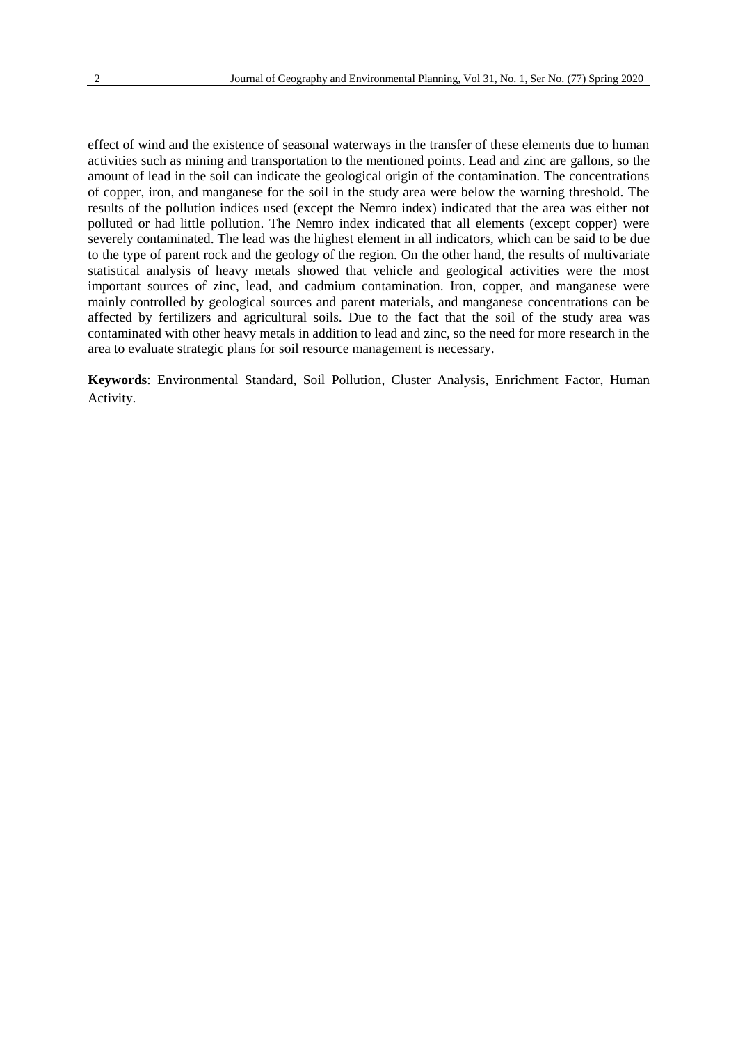effect of wind and the existence of seasonal waterways in the transfer of these elements due to human activities such as mining and transportation to the mentioned points. Lead and zinc are gallons, so the amount of lead in the soil can indicate the geological origin of the contamination. The concentrations of copper, iron, and manganese for the soil in the study area were below the warning threshold. The results of the pollution indices used (except the Nemro index) indicated that the area was either not polluted or had little pollution. The Nemro index indicated that all elements (except copper) were severely contaminated. The lead was the highest element in all indicators, which can be said to be due to the type of parent rock and the geology of the region. On the other hand, the results of multivariate statistical analysis of heavy metals showed that vehicle and geological activities were the most important sources of zinc, lead, and cadmium contamination. Iron, copper, and manganese were mainly controlled by geological sources and parent materials, and manganese concentrations can be affected by fertilizers and agricultural soils. Due to the fact that the soil of the study area was contaminated with other heavy metals in addition to lead and zinc, so the need for more research in the area to evaluate strategic plans for soil resource management is necessary.

**Keywords**: Environmental Standard, Soil Pollution, Cluster Analysis, Enrichment Factor, Human Activity.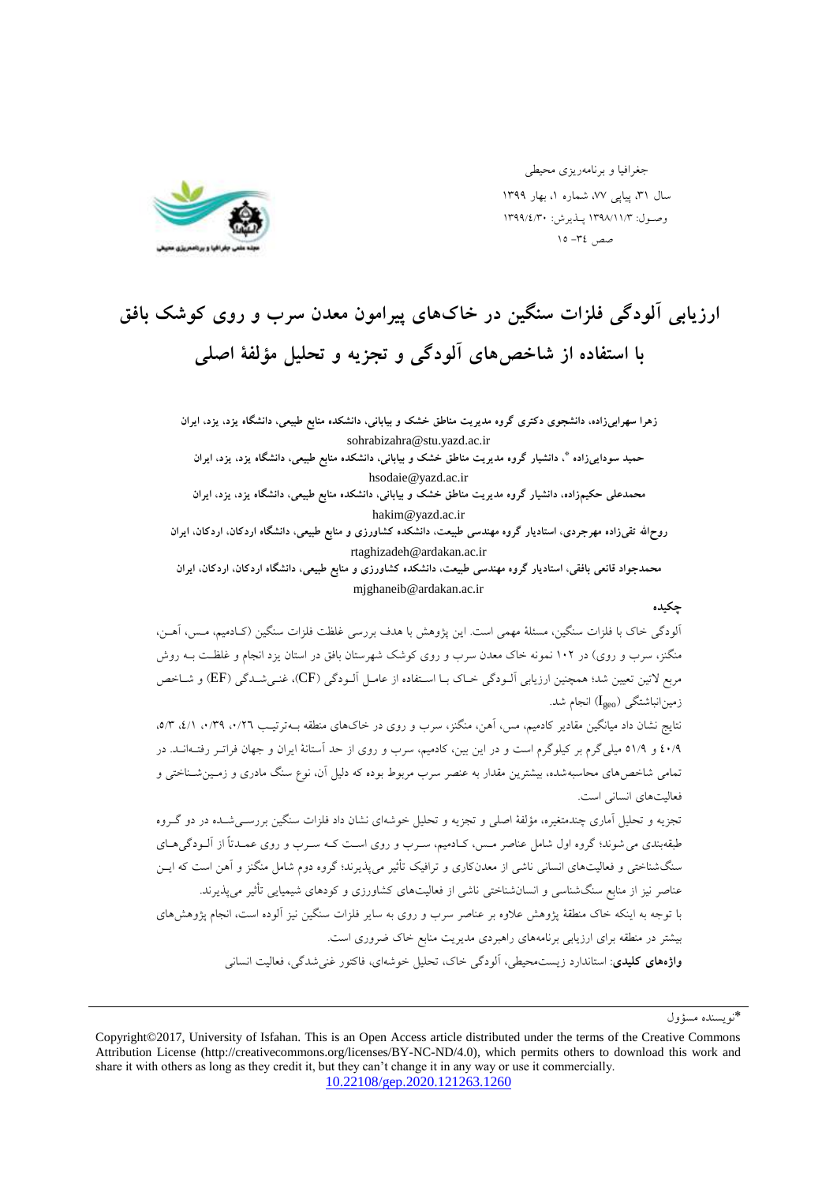# ارزیابی آلودگی فلزات سنگین در خاک‌های پیرامون معدن سرب و روی کوشک بافق با استفاده از شاخص‌های آلودگی و تجزیه و تحلیل مؤلفهٔ اصلی

**زهرا سهرابی‌زاده، دانشجوی دکتری گروه مدیریت مناطق خشک و بیابانی، دانشکده منابع طبیعی، دانشگاه یزد، یزد، ایران**
sohrabizahra@stu.yazd.ac.ir

**حمید سودایی‌زاده \*، دانشیار گروه مدیریت مناطق خشک و بیابانی، دانشکده منابع طبیعی، دانشگاه یزد، یزد، ایران**
hsodaie@yazd.ac.ir

**محمدعلی حکیم‌زاده، دانشیار گروه مدیریت مناطق خشک و بیابانی، دانشکده منابع طبیعی، دانشگاه یزد، یزد، ایران**
hakim@yazd.ac.ir

**روح‌الله تقی‌زاده مهرجردی، استادیار گروه مهندسی طبیعت، دانشکده کشاورزی و منابع طبیعی، دانشگاه اردکان، اردکان، ایران**
rtaghizadeh@ardakan.ac.ir

**محمدجواد قانعی بافقی، استادیار گروه مهندسی طبیعت، دانشکده کشاورزی و منابع طبیعی، دانشگاه اردکان، اردکان، ایران**
mjghaneib@ardakan.ac.ir

## چکیده

آلودگی خاک با فلزات سنگین، مسئلهٔ مهمی است. این پژوهش با هدف بررسی غلظت فلزات سنگین (کادمیم، مس، آهن، منگنز، سرب و روی) در ۱۰۲ نمونه خاک معدن سرب و روی کوشک شهرستان بافق در استان یزد انجام و غلظت به روش مربع لاتین تعیین شد؛ همچنین ارزیابی آلودگی خاک با استفاده از عامل آلودگی (CF)، غنی‌شدگی (EF) و شاخص زمین‌انباشتگی ($I_{geo}$) انجام شد.

نتایج نشان داد میانگین مقادیر کادمیم، مس، آهن، منگنز، سرب و روی در خاک‌های منطقه به‌ترتیب ۰/۲۶، ۰/۳۹، ۴/۱، ۵/۳، ۴۰/۹ و ۵۱/۹ میلی‌گرم بر کیلوگرم است و در این بین، کادمیم، سرب و روی از حد آستانهٔ ایران و جهان فراتر رفته‌اند. در تمامی شاخص‌های محاسبه‌شده، بیشترین مقدار به عنصر سرب مربوط بوده که دلیل آن، نوع سنگ مادری و زمین‌شناختی و فعالیت‌های انسانی است.

تجزیه و تحلیل آماری چندمتغیره، مؤلفهٔ اصلی و تجزیه و تحلیل خوشه‌ای نشان داد فلزات سنگین بررسی‌شده در دو گروه طبقه‌بندی می‌شوند؛ گروه اول شامل عناصر مس، کادمیم، سرب و روی است که سرب و روی عمدتاً از آلودگی‌های سنگ‌شناختی و فعالیت‌های انسانی ناشی از معدن‌کاری و ترافیک تأثیر می‌پذیرند؛ گروه دوم شامل منگنز و آهن است که این عناصر نیز از منابع سنگ‌شناسی و انسان‌شناختی ناشی از فعالیت‌های کشاورزی و کودهای شیمیایی تأثیر می‌پذیرند.

با توجه به اینکه خاک منطقهٔ پژوهش علاوه بر عناصر سرب و روی به سایر فلزات سنگین نیز آلوده است، انجام پژوهش‌های بیشتر در منطقه برای ارزیابی برنامه‌های راهبردی مدیریت منابع خاک ضروری است.

**واژه‌های کلیدی**: استاندارد زیست‌محیطی، آلودگی خاک، تحلیل خوشه‌ای، فاکتور غنی‌شدگی، فعالیت انسانی

---

\*نویسنده مسؤول

Copyright©2017, University of Isfahan. This is an Open Access article distributed under the terms of the Creative Commons Attribution License (http://creativecommons.org/licenses/BY-NC-ND/4.0), which permits others to download this work and share it with others as long as they credit it, but they can't change it in any way or use it commercially.
10.22108/gep.2020.121263.1260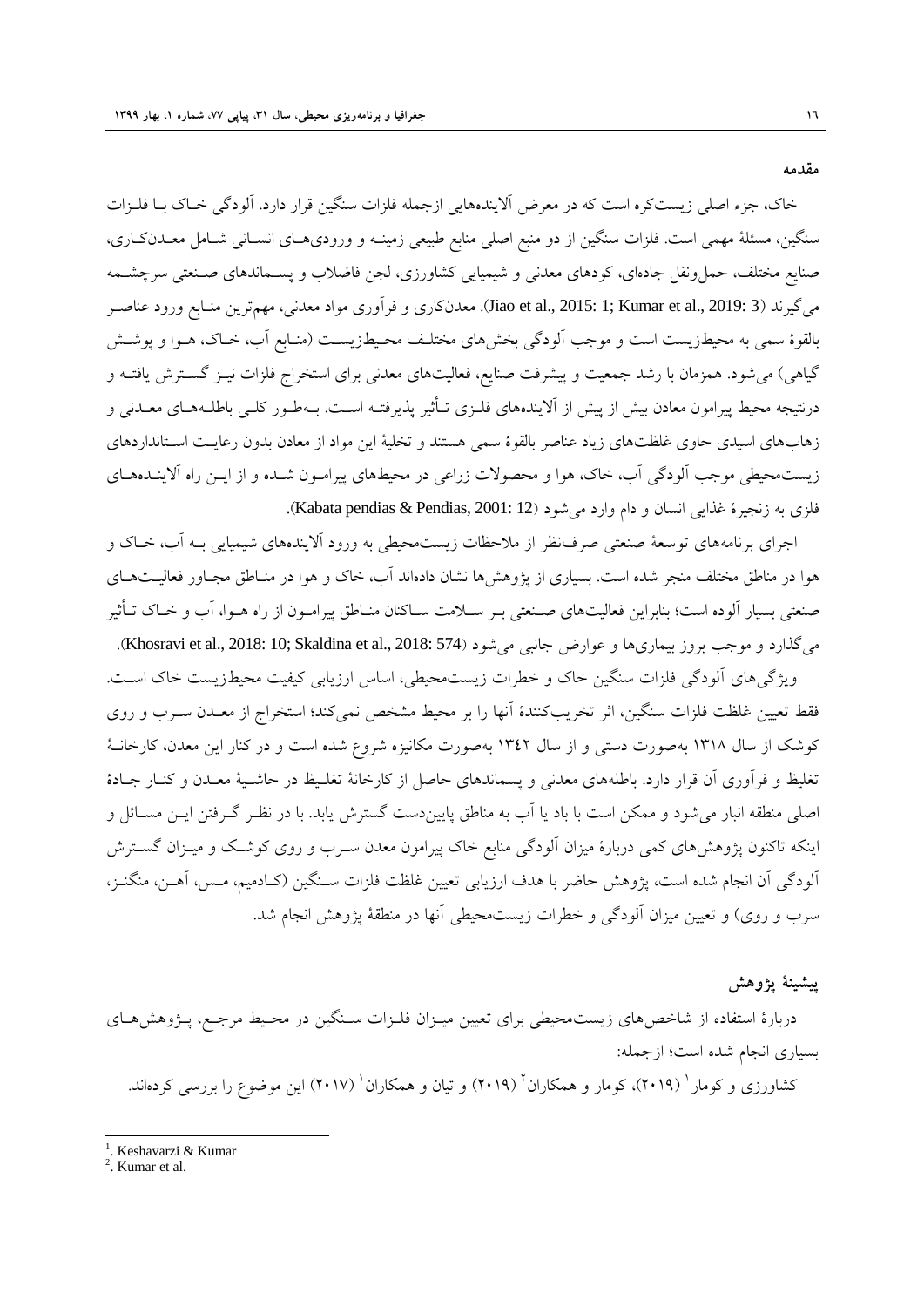## مقدمه

خاک، جزء اصلی زیست‌کره است که در معرض آلاینده‌هایی ازجمله فلزات سنگین قرار دارد. آلودگی خاک با فلزات سنگین، مسئلهٔ مهمی است. فلزات سنگین از دو منبع اصلی منابع طبیعی زمینه و ورودی‌های انسانی شامل معدن‌کاری، صنایع مختلف، حمل‌ونقل جاده‌ای، کودهای معدنی و شیمیایی کشاورزی، لجن فاضلاب و پسماندهای صنعتی سرچشمه می‌گیرند (Jiao et al., 2015: 1; Kumar et al., 2019: 3). معدن‌کاری و فرآوری مواد معدنی، مهم‌ترین منابع ورود عناصر بالقوهٔ سمی به محیط‌زیست است و موجب آلودگی بخش‌های مختلف محیط‌زیست (منابع آب، خاک، هوا و پوشش گیاهی) می‌شود. همزمان با رشد جمعیت و پیشرفت صنایع، فعالیت‌های معدنی برای استخراج فلزات نیز گسترش یافته و درنتیجه محیط پیرامون معادن بیش از پیش از آلاینده‌های فلزی تأثیر پذیرفته است. به‌طور کلی باطله‌های معدنی و زهاب‌های اسیدی حاوی غلظت‌های زیاد عناصر بالقوهٔ سمی هستند و تخلیهٔ این مواد از معادن بدون رعایت استانداردهای زیست‌محیطی موجب آلودگی آب، خاک، هوا و محصولات زراعی در محیط‌های پیرامون شده و از این راه آلاینده‌های فلزی به زنجیرهٔ غذایی انسان و دام وارد می‌شود (Kabata pendias & Pendias, 2001: 12).

اجرای برنامه‌های توسعهٔ صنعتی صرف‌نظر از ملاحظات زیست‌محیطی به ورود آلاینده‌های شیمیایی به آب، خاک و هوا در مناطق مختلف منجر شده است. بسیاری از پژوهش‌ها نشان داده‌اند آب، خاک و هوا در مناطق مجاور فعالیت‌های صنعتی بسیار آلوده است؛ بنابراین فعالیت‌های صنعتی بر سلامت ساکنان مناطق پیرامون از راه هوا، آب و خاک تأثیر می‌گذارد و موجب بروز بیماری‌ها و عوارض جانبی می‌شود (Khosravi et al., 2018: 10; Skaldina et al., 2018: 574).

ویژگی‌های آلودگی فلزات سنگین خاک و خطرات زیست‌محیطی، اساس ارزیابی کیفیت محیط‌زیست خاک است. فقط تعیین غلظت فلزات سنگین، اثر تخریب‌کنندهٔ آنها را بر محیط مشخص نمی‌کند؛ استخراج از معدن سرب و روی کوشک از سال ۱۳۱۸ به‌صورت دستی و از سال ۱۳۴۲ به‌صورت مکانیزه شروع شده است و در کنار این معدن، کارخانهٔ تغلیظ و فرآوری آن قرار دارد. باطله‌های معدنی و پسماندهای حاصل از کارخانهٔ تغلیظ در حاشیهٔ معدن و کنار جادهٔ اصلی منطقه انبار می‌شود و ممکن است با باد یا آب به مناطق پایین‌دست گسترش یابد. با در نظر گرفتن این مسائل و اینکه تاکنون پژوهش‌های کمی دربارهٔ میزان آلودگی منابع خاک پیرامون معدن سرب و روی کوشک و میزان گسترش آلودگی آن انجام شده است، پژوهش حاضر با هدف ارزیابی تعیین غلظت فلزات سنگین (کادمیم، مس، آهن، منگنز، سرب و روی) و تعیین میزان آلودگی و خطرات زیست‌محیطی آنها در منطقهٔ پژوهش انجام شد.

## پیشینهٔ پژوهش

دربارهٔ استفاده از شاخص‌های زیست‌محیطی برای تعیین میزان فلزات سنگین در محیط مرجع، پژوهش‌های بسیاری انجام شده است؛ ازجمله:

کشاورزی و کومار[1] (۲۰۱۹)، کومار و همکاران[2] (۲۰۱۹) و تیان و همکاران[1] (۲۰۱۷) این موضوع را بررسی کرده‌اند.

---

1. Keshavarzi & Kumar
2. Kumar et al.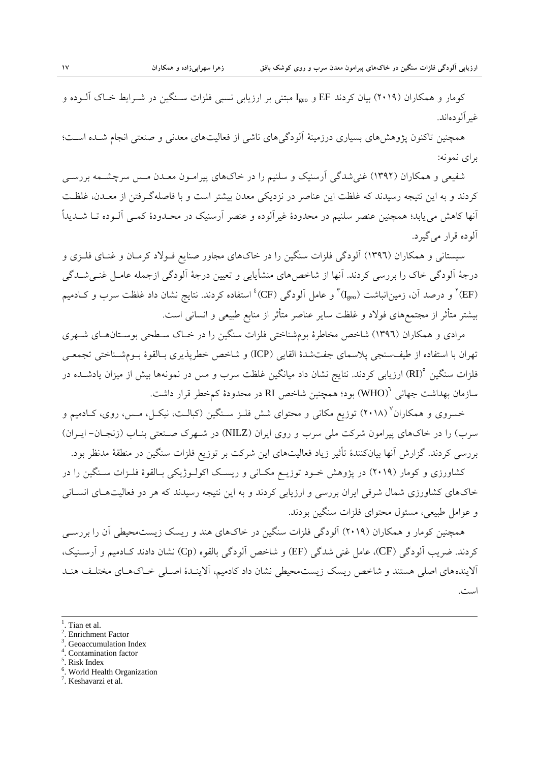کومار و همکاران (۲۰۱۹) بیان کردند EF و $I_{geo}$ مبتنی بر ارزیابی نسبی فلزات سنگین در شرایط خاک آلوده و غیرآلوده‌اند.

همچنین تاکنون پژوهش‌های بسیاری درزمینهٔ آلودگی‌های ناشی از فعالیت‌های معدنی و صنعتی انجام شده است؛ برای نمونه:

شفیعی و همکاران (۱۳۹۲) غنی‌شدگی آرسنیک و سلنیم را در خاک‌های پیرامون معدن مس سرچشمه بررسی کردند و به این نتیجه رسیدند که غلظت این عناصر در نزدیکی معدن بیشتر است و با فاصله‌گرفتن از معدن، غلظت آنها کاهش می‌یابد؛ همچنین عنصر سلنیم در محدودهٔ غیرآلوده و عنصر آرسنیک در محدودهٔ کمی آلوده تا شدیداً آلوده قرار می‌گیرد.

سیستانی و همکاران (۱۳۹٦) آلودگی فلزات سنگین را در خاک‌های مجاور صنایع فولاد کرمان و غنای فلزی و درجهٔ آلودگی خاک را بررسی کردند. آنها از شاخص‌های منشأیابی و تعیین درجهٔ آلودگی ازجمله عامل غنی‌شدگی (EF)[2] و درصد آن، زمین‌انباشت ($I_{geo}$)[3] و عامل آلودگی (CF)[4] استفاده کردند. نتایج نشان داد غلظت سرب و کادمیم بیشتر متأثر از مجتمع‌های فولاد و غلظت سایر عناصر متأثر از منابع طبیعی و انسانی است.

مرادی و همکاران (۱۳۹٦) شاخص مخاطرهٔ بوم‌شناختی فلزات سنگین را در خاک سطحی بوستان‌های شهری تهران با استفاده از طیف‌سنجی پلاسمای جفت‌شدهٔ القایی (ICP) و شاخص خطرپذیری بالقوهٔ بوم‌شناختی تجمعی فلزات سنگین (RI)[5] ارزیابی کردند. نتایج نشان داد میانگین غلظت سرب و مس در نمونه‌ها بیش از میزان یادشده در سازمان بهداشت جهانی (WHO)[6] بود؛ همچنین شاخص RI در محدودهٔ کم‌خطر قرار داشت.

خسروی و همکاران[7] (۲۰۱۸) توزیع مکانی و محتوای شش فلز سنگین (کبالت، نیکل، مس، روی، کادمیم و سرب) را در خاک‌های پیرامون شرکت ملی سرب و روی ایران (NILZ) در شهرک صنعتی بناب (زنجان- ایران) بررسی کردند. گزارش آنها بیان‌کنندهٔ تأثیر زیاد فعالیت‌های این شرکت بر توزیع فلزات سنگین در منطقهٔ مدنظر بود.

کشاورزی و کومار (۲۰۱۹) در پژوهش خود توزیع مکانی و ریسک اکولوژیکی بالقوهٔ فلزات سنگین را در خاک‌های کشاورزی شمال شرقی ایران بررسی و ارزیابی کردند و به این نتیجه رسیدند که هر دو فعالیت‌های انسانی و عوامل طبیعی، مسئول محتوای فلزات سنگین بودند.

همچنین کومار و همکاران (۲۰۱۹) آلودگی فلزات سنگین در خاک‌های هند و ریسک زیست‌محیطی آن را بررسی کردند. ضریب آلودگی (CF)، عامل غنی شدگی (EF) و شاخص آلودگی بالقوه (Cp) نشان دادند کادمیم و آرسنیک، آلاینده‌های اصلی هستند و شاخص ریسک زیست‌محیطی نشان داد کادمیم، آلایندهٔ اصلی خاک‌های مختلف هند است.

---

[1]. Tian et al.
[2]. Enrichment Factor
[3]. Geoaccumulation Index
[4]. Contamination factor
[5]. Risk Index
[6]. World Health Organization
[7]. Keshavarzi et al.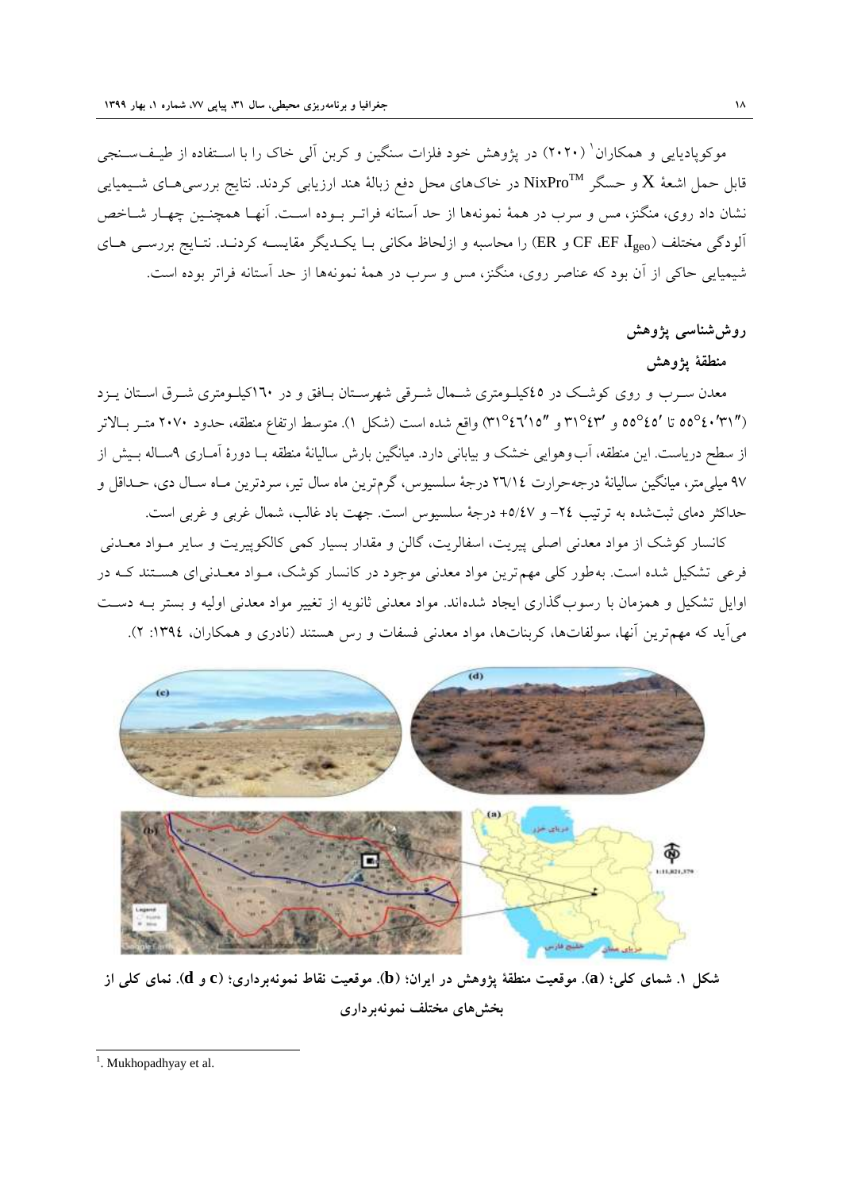موکوپادیایی و همکاران[1] (۲۰۲۰) در پژوهش خود فلزات سنگین و کربن آلی خاک را با استفاده از طیف‌سنجی قابل حمل اشعهٔ X و حسگر NixPro™ در خاک‌های محل دفع زبالهٔ هند ارزیابی کردند. نتایج بررسی‌های شیمیایی نشان داد روی، منگنز، مس و سرب در همهٔ نمونه‌ها از حد آستانه فراتر بوده است. آنها همچنین چهار شاخص آلودگی مختلف ($I_{geo}$، EF، CF و ER) را محاسبه و ازلحاظ مکانی با یکدیگر مقایسه کردند. نتایج بررسی های شیمیایی حاکی از آن بود که عناصر روی، منگنز، مس و سرب در همهٔ نمونه‌ها از حد آستانه فراتر بوده است.

## روش‌شناسی پژوهش

### منطقهٔ پژوهش

معدن سرب و روی کوشک در ٤٥کیلومتری شمال شرقی شهرستان بافق و در ۱٦۰کیلومتری شرق استان یزد (″٤۰′۳۱°٥٥ تا ′٤٥°٥٥ و ′٤۳°۳۱ و ″۱٥′٤٦°۳۱) واقع شده است (شکل ۱). متوسط ارتفاع منطقه، حدود ۲۰۷۰ متر بالاتر از سطح دریاست. این منطقه، آب‌وهوایی خشک و بیابانی دارد. میانگین بارش سالیانهٔ منطقه با دورهٔ آماری ۹ساله بیش از ۹۷ میلی‌متر، میانگین سالیانهٔ درجه‌حرارت ۲٦/۱٤ درجهٔ سلسیوس، گرم‌ترین ماه سال تیر، سردترین ماه سال دی، حداقل و حداکثر دمای ثبت‌شده به ترتیب ۲٤- و ٥/٤۷+ درجهٔ سلسیوس است. جهت باد غالب، شمال غربی و غربی است.

کانسار کوشک از مواد معدنی اصلی پیریت، اسفالریت، گالن و مقدار بسیار کمی کالکوپیریت و سایر مواد معدنی فرعی تشکیل شده است. به‌طور کلی مهم‌ترین مواد معدنی موجود در کانسار کوشک، مواد معدنی‌ای هستند که در اوایل تشکیل و همزمان با رسوب‌گذاری ایجاد شده‌اند. مواد معدنی ثانویه از تغییر مواد معدنی اولیه و بستر به دست می‌آید که مهم‌ترین آنها، سولفات‌ها، کربنات‌ها، مواد معدنی فسفات و رس هستند (نادری و همکاران، ۱۳۹٤: ۲).

**شکل ۱. شمای کلی؛ (a). موقعیت منطقهٔ پژوهش در ایران؛ (b). موقعیت نقاط نمونه‌برداری؛ (c و d). نمای کلی از بخش‌های مختلف نمونه‌برداری**

[1]. Mukhopadhyay et al.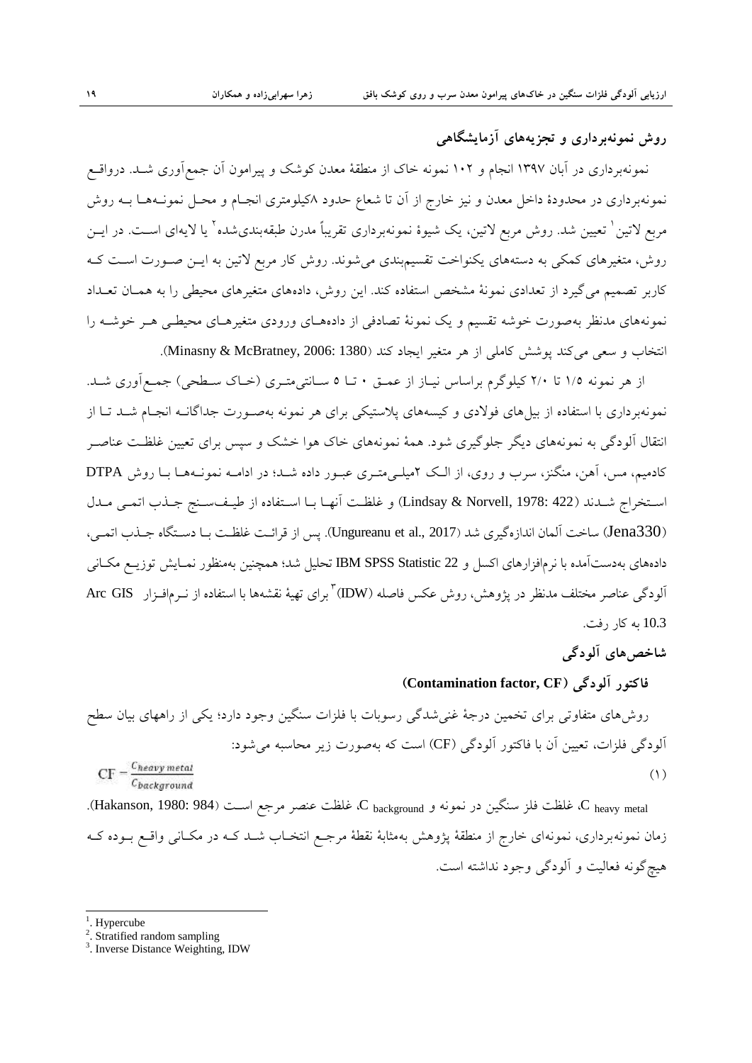## روش نمونه‌برداری و تجزیه‌های آزمایشگاهی

نمونه‌برداری در آبان ۱۳۹۷ انجام و ۱۰۲ نمونه خاک از منطقهٔ معدن کوشک و پیرامون آن جمع‌آوری شد. درواقع نمونه‌برداری در محدودهٔ داخل معدن و نیز خارج از آن تا شعاع حدود ۸کیلومتری انجام و محل نمونه‌ها به روش مربع لاتین[1] تعیین شد. روش مربع لاتین، یک شیوهٔ نمونه‌برداری تقریباً مدرن طبقه‌بندی‌شده[2] یا لایه‌ای است. در این روش، متغیرهای کمکی به دسته‌های یکنواخت تقسیم‌بندی می‌شوند. روش کار مربع لاتین به این صورت است که کاربر تصمیم می‌گیرد از تعدادی نمونهٔ مشخص استفاده کند. این روش، داده‌های متغیرهای محیطی را به همان تعداد نمونه‌های مدنظر به‌صورت خوشه تقسیم و یک نمونهٔ تصادفی از داده‌های ورودی متغیرهای محیطی هر خوشه را انتخاب و سعی می‌کند پوشش کاملی از هر متغیر ایجاد کند (Minasny & McBratney, 2006: 1380).

از هر نمونه ۱/۵ تا ۲/۰ کیلوگرم براساس نیاز از عمق ۰ تا ۵ سانتی‌متری (خاک سطحی) جمع‌آوری شد. نمونه‌برداری با استفاده از بیل‌های فولادی و کیسه‌های پلاستیکی برای هر نمونه به‌صورت جداگانه انجام شد تا از انتقال آلودگی به نمونه‌های دیگر جلوگیری شود. همهٔ نمونه‌های خاک هوا خشک و سپس برای تعیین غلظت عناصر کادمیم، مس، آهن، منگنز، سرب و روی، از الک ۲میلی‌متری عبور داده شد؛ در ادامه نمونه‌ها با روش DTPA استخراج شدند (Lindsay & Norvell, 1978: 422) و غلظت آنها با استفاده از طیف‌سنج جذب اتمی مدل (Jena330) ساخت آلمان اندازه‌گیری شد (Ungureanu et al., 2017). پس از قرائت غلظت با دستگاه جذب اتمی، داده‌های به‌دست‌آمده با نرم‌افزارهای اکسل و IBM SPSS Statistic 22 تحلیل شد؛ همچنین به‌منظور نمایش توزیع مکانی آلودگی عناصر مختلف مدنظر در پژوهش، روش عکس فاصله (IDW)[3] برای تهیهٔ نقشه‌ها با استفاده از نرم‌افزار Arc GIS 10.3 به کار رفت.

## شاخص‌های آلودگی

### فاکتور آلودگی (Contamination factor, CF)

روش‌های متفاوتی برای تخمین درجهٔ غنی‌شدگی رسوبات با فلزات سنگین وجود دارد؛ یکی از راههای بیان سطح آلودگی فلزات، تعیین آن با فاکتور آلودگی (CF) است که به‌صورت زیر محاسبه می‌شود:

$$CF = \frac{C_{heavy\ metal}}{C_{background}} \qquad (1)$$

$C_{heavy\ metal}$، غلظت فلز سنگین در نمونه و $C_{background}$، غلظت عنصر مرجع است (Hakanson, 1980: 984). زمان نمونه‌برداری، نمونه‌ای خارج از منطقهٔ پژوهش به‌مثابهٔ نقطهٔ مرجع انتخاب شد که در مکانی واقع بوده که هیچ‌گونه فعالیت و آلودگی وجود نداشته است.

---

[1]. Hypercube

[2]. Stratified random sampling

[3]. Inverse Distance Weighting, IDW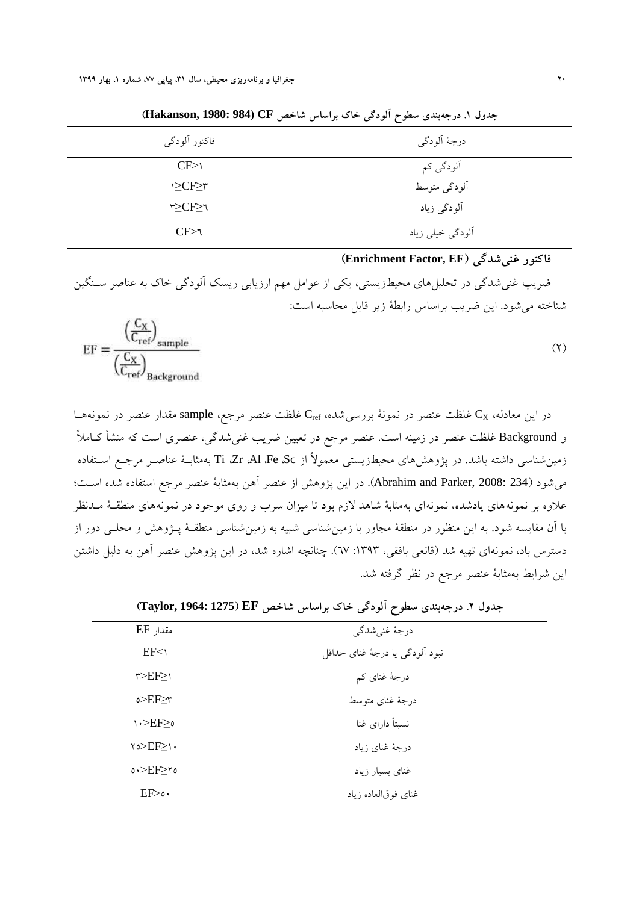جدول ۱. درجه‌بندی سطوح آلودگی خاک براساس شاخص CF (Hakanson, 1980: 984)

| فاکتور آلودگی | درجهٔ آلودگی |
|---|---|
| CF>۱ | آلودگی کم |
| ۱≥CF≥۳ | آلودگی متوسط |
| ۳≥CF≥٦ | آلودگی زیاد |
| CF>٦ | آلودگی خیلی زیاد |

### فاکتور غنی‌شدگی (Enrichment Factor, EF)

ضریب غنی‌شدگی در تحلیل‌های محیط‌زیستی، یکی از عوامل مهم ارزیابی ریسک آلودگی خاک به عناصر سنگین شناخته می‌شود. این ضریب براساس رابطهٔ زیر قابل محاسبه است:

$$EF = \frac{\left(\frac{C_X}{C_{ref}}\right)_{sample}}{\left(\frac{C_X}{C_{ref}}\right)_{Background}} \quad (۲)$$

در این معادله، $C_X$ غلظت عنصر در نمونهٔ بررسی‌شده، $C_{ref}$ غلظت عنصر مرجع، sample مقدار عنصر در نمونه‌ها و Background غلظت عنصر در زمینه است. عنصر مرجع در تعیین ضریب غنی‌شدگی، عنصری است که منشأ کاملاً زمین‌شناسی داشته باشد. در پژوهش‌های محیط‌زیستی معمولاً از Ti ،Zr ،Al ،Fe ،Sc به‌مثابهٔ عناصر مرجع استفاده می‌شود (Abrahim and Parker, 2008: 234). در این پژوهش از عنصر آهن به‌مثابهٔ عنصر مرجع استفاده شده است؛ علاوه بر نمونه‌های یادشده، نمونه‌ای به‌مثابهٔ شاهد لازم بود تا میزان سرب و روی موجود در نمونه‌های منطقهٔ مدنظر با آن مقایسه شود. به این منظور در منطقهٔ مجاور با زمین‌شناسی شبیه به زمین‌شناسی منطقهٔ پژوهش و محلی دور از دسترس باد، نمونه‌ای تهیه شد (قانعی بافقی، ۱۳۹۳: ٦۷). چنانچه اشاره شد، در این پژوهش عنصر آهن به دلیل داشتن این شرایط به‌مثابهٔ عنصر مرجع در نظر گرفته شد.

جدول ۲. درجه‌بندی سطوح آلودگی خاک براساس شاخص EF (Taylor, 1964: 1275)

| مقدار EF | درجهٔ غنی‌شدگی |
|---|---|
| EF<۱ | نبود آلودگی یا درجهٔ غنای حداقل |
| ۳>EF≥۱ | درجهٔ غنای کم |
| ۵>EF≥۳ | درجهٔ غنای متوسط |
| ۱۰>EF≥۵ | نسبتاً دارای غنا |
| ۲۵>EF≥۱۰ | درجهٔ غنای زیاد |
| ۵۰>EF≥۲۵ | غنای بسیار زیاد |
| EF>۵۰ | غنای فوق‌العاده زیاد |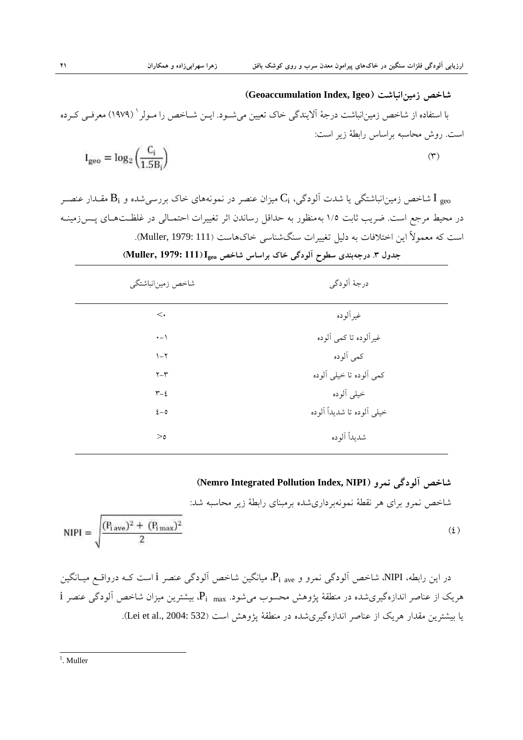### شاخص زمین‌انباشت (Geoaccumulation Index, Igeo)

با استفاده از شاخص زمین‌انباشت درجهٔ آلایندگی خاک تعیین می‌شود. این شاخص را مولر[1] (۱۹۷۹) معرفی کرده است. روش محاسبه براساس رابطهٔ زیر است:

$$I_{geo} = \log_2\left(\frac{C_i}{1.5B_i}\right) \quad (۳)$$

$I_{geo}$ شاخص زمین‌انباشتگی یا شدت آلودگی، $C_i$ میزان عنصر در نمونه‌های خاک بررسی‌شده و $B_i$ مقدار عنصر در محیط مرجع است. ضریب ثابت ۱/۵ به‌منظور به حداقل رساندن اثر تغییرات احتمالی در غلظت‌های پس‌زمینه است که معمولاً این اختلافات به دلیل تغییرات سنگ‌شناسی خاک‌هاست (Muller, 1979: 111).

**جدول ۳. درجه‌بندی سطوح آلودگی خاک براساس شاخص $I_{geo}$ (Muller, 1979: 111)**

| درجهٔ آلودگی | شاخص زمین‌انباشتگی |
|---|---|
| غیرآلوده | <۰ |
| غیرآلوده تا کمی آلوده | ۰–۱ |
| کمی آلوده | ۱–۲ |
| کمی آلوده تا خیلی آلوده | ۲–۳ |
| خیلی آلوده | ۳–٤ |
| خیلی آلوده تا شدیداً آلوده | ٤–۵ |
| شدیداً آلوده | >۵ |

### شاخص آلودگی نمرو (Nemro Integrated Pollution Index, NIPI)

شاخص نمرو برای هر نقطهٔ نمونه‌برداری‌شده برمبنای رابطهٔ زیر محاسبه شد:

$$NIPI = \sqrt{\frac{(P_{i\,ave})^2 + (P_{i\,max})^2}{2}} \quad (٤)$$

در این رابطه، NIPI، شاخص آلودگی نمرو و $P_{i\,ave}$، میانگین شاخص آلودگی عنصر i است که درواقع میانگین هریک از عناصر اندازه‌گیری‌شده در منطقهٔ پژوهش محسوب می‌شود. $P_{i\,max}$، بیشترین میزان شاخص آلودگی عنصر i یا بیشترین مقدار هریک از عناصر اندازه‌گیری‌شده در منطقهٔ پژوهش است (Lei et al., 2004: 532).

---

[1]. Muller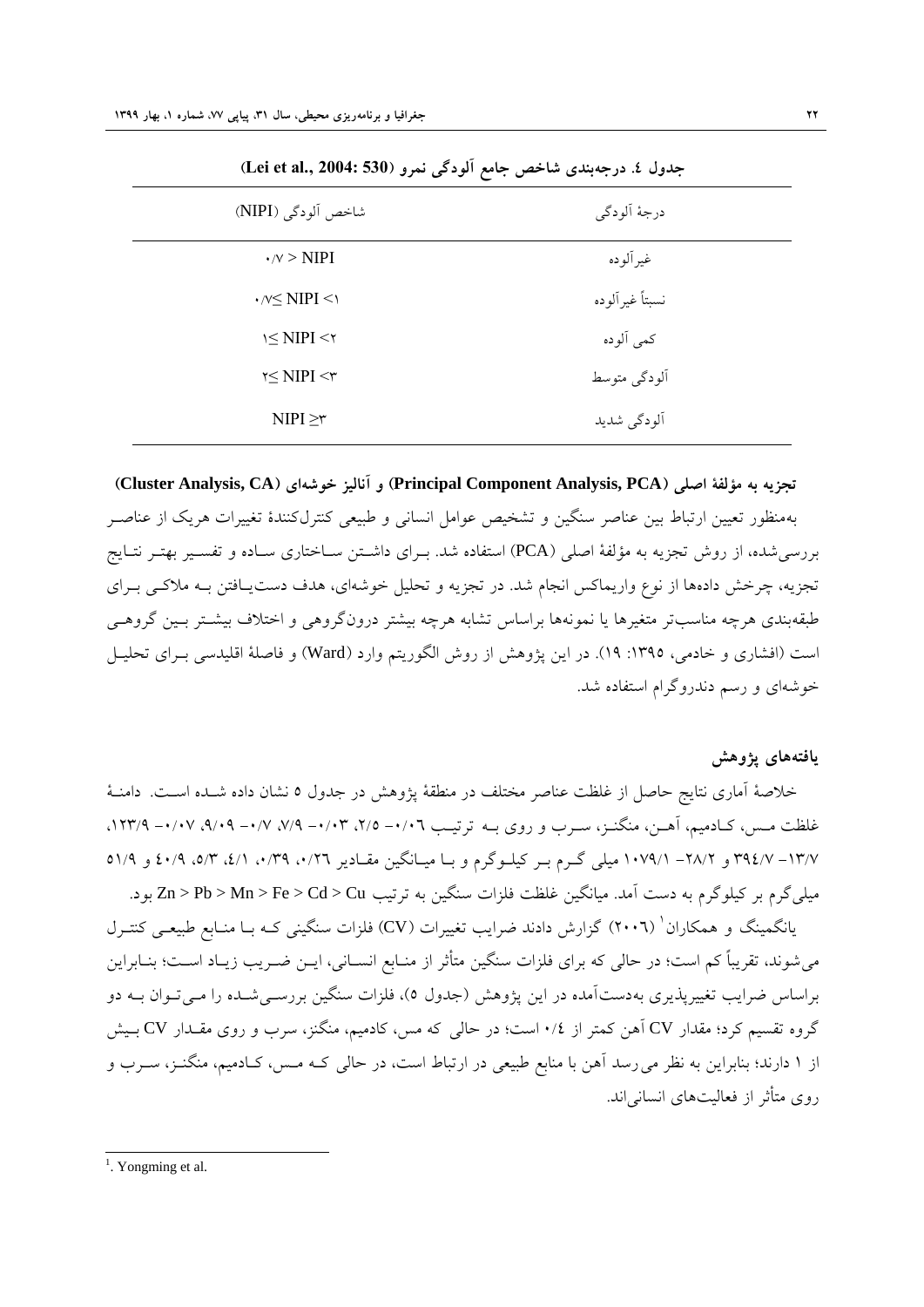جدول ٤. درجه‌بندی شاخص جامع آلودگی نمرو (Lei et al., 2004: 530)

| شاخص آلودگی (NIPI) | درجهٔ آلودگی |
|---|---|
| ۰/۷ > NIPI | غیرآلوده |
| ۰/۷≤ NIPI <۱ | نسبتاً غیرآلوده |
| ۱≤ NIPI <۲ | کمی آلوده |
| ۲≤ NIPI <۳ | آلودگی متوسط |
| NIPI ≥۳ | آلودگی شدید |

**تجزیه به مؤلفهٔ اصلی (Principal Component Analysis, PCA) و آنالیز خوشه‌ای (Cluster Analysis, CA)**

به‌منظور تعیین ارتباط بین عناصر سنگین و تشخیص عوامل انسانی و طبیعی کنترل‌کنندهٔ تغییرات هریک از عناصر بررسی‌شده، از روش تجزیه به مؤلفهٔ اصلی (PCA) استفاده شد. برای داشتن ساختاری ساده و تفسیر بهتر نتایج تجزیه، چرخش داده‌ها از نوع واریماکس انجام شد. در تجزیه و تحلیل خوشه‌ای، هدف دست‌یافتن به ملاکی برای طبقه‌بندی هرچه مناسب‌تر متغیرها یا نمونه‌ها براساس تشابه هرچه بیشتر درون‌گروهی و اختلاف بیشتر بین گروهی است (افشاری و خادمی، ۱۳۹۵: ۱۹). در این پژوهش از روش الگوریتم وارد (Ward) و فاصلهٔ اقلیدسی برای تحلیل خوشه‌ای و رسم دندروگرام استفاده شد.

## یافته‌های پژوهش

خلاصهٔ آماری نتایج حاصل از غلظت عناصر مختلف در منطقهٔ پژوهش در جدول ۵ نشان داده شده است. دامنهٔ غلظت مس، کادمیم، آهن، منگنز، سرب و روی به ترتیب ۰/۰۶- ۲/۵، ۰/۰۳- ۷/۹، ۰/۷- ۹/۰۹، ۰/۰۷- ۱۲۳/۹، ۱۳/۷- ۳۹۴/۷ و ۲۸/۲- ۱۰۷۹/۱ میلی گرم بر کیلوگرم و با میانگین مقادیر ۰/۲۶، ۰/۳۹، ۴/۱، ۵/۳، ۴۰/۹ و ۵۱/۹ میلی‌گرم بر کیلوگرم به دست آمد. میانگین غلظت فلزات سنگین به ترتیب Zn > Pb > Mn > Fe > Cd > Cu بود.

یانگمینگ و همکاران[1] (۲۰۰٦) گزارش دادند ضرایب تغییرات (CV) فلزات سنگینی که با منابع طبیعی کنترل می‌شوند، تقریباً کم است؛ در حالی که برای فلزات سنگین متأثر از منابع انسانی، این ضریب زیاد است؛ بنابراین براساس ضرایب تغییرپذیری به‌دست‌آمده در این پژوهش (جدول ۵)، فلزات سنگین بررسی‌شده را می‌توان به دو گروه تقسیم کرد؛ مقدار CV آهن کمتر از ۰/٤ است؛ در حالی که مس، کادمیم، منگنز، سرب و روی مقدار CV بیش از ۱ دارند؛ بنابراین به نظر می‌رسد آهن با منابع طبیعی در ارتباط است، در حالی که مس، کادمیم، منگنز، سرب و روی متأثر از فعالیت‌های انسانی‌اند.

[1]. Yongming et al.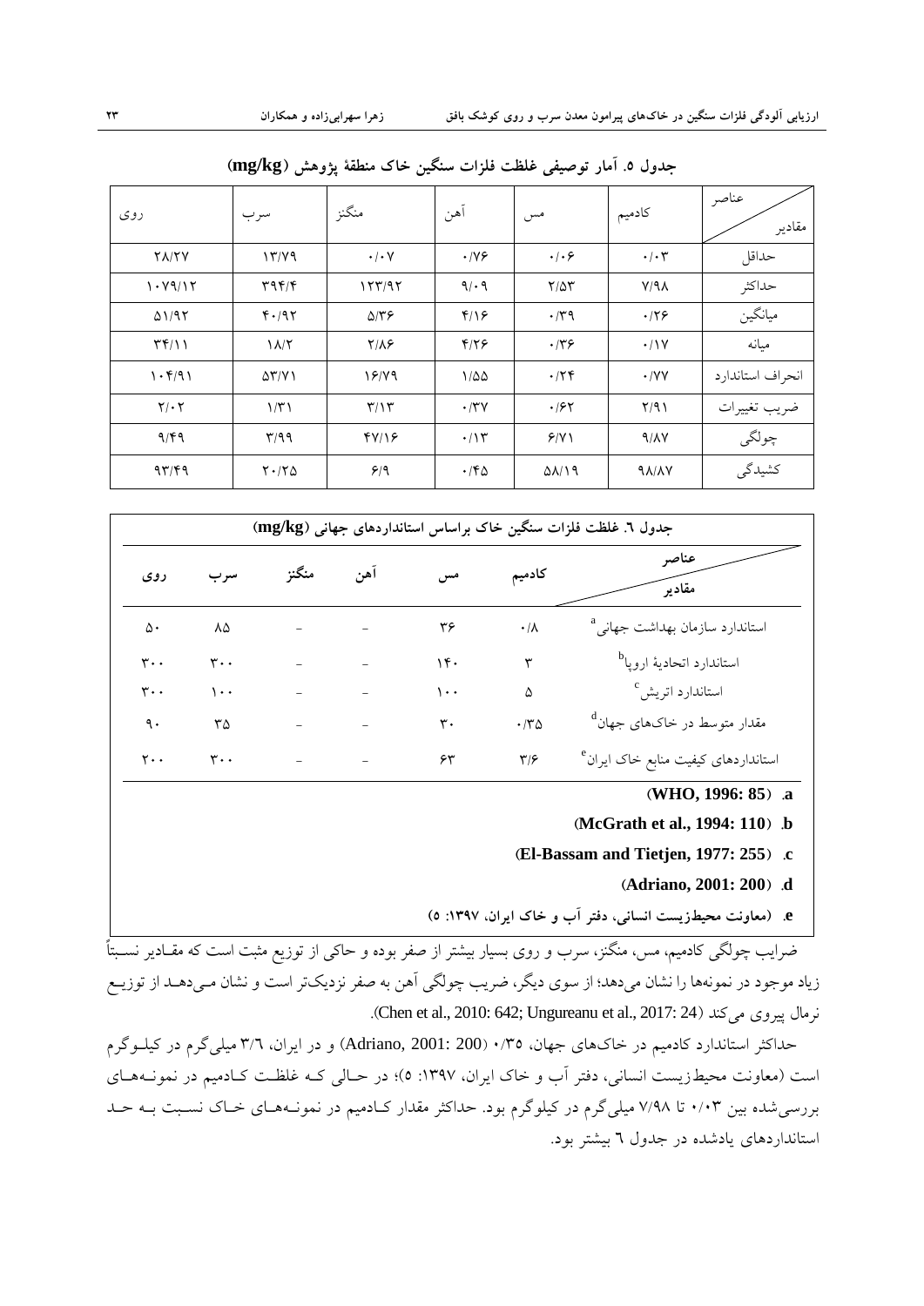جدول ۵. آمار توصیفی غلظت فلزات سنگین خاک منطقهٔ پژوهش (mg/kg)

| عناصر / مقادیر | کادمیم | مس | آهن | منگنز | سرب | روی |
|---|---|---|---|---|---|---|
| حداقل | ۰/۰۳ | ۰/۰۶ | ۰/۷۶ | ۰/۰۷ | ۱۳/۷۹ | ۲۸/۲۷ |
| حداکثر | ۷/۹۸ | ۲/۵۳ | ۹/۰۹ | ۱۲۳/۹۲ | ۳۹۴/۴ | ۱۰۷۹/۱۲ |
| میانگین | ۰/۲۶ | ۰/۳۹ | ۴/۱۶ | ۵/۳۶ | ۴۰/۹۲ | ۵۱/۹۲ |
| میانه | ۰/۱۷ | ۰/۳۶ | ۴/۲۶ | ۲/۸۶ | ۱۸/۲ | ۳۴/۱۱ |
| انحراف استاندارد | ۰/۷۷ | ۰/۲۴ | ۱/۵۵ | ۱۶/۷۹ | ۵۳/۷۱ | ۱۰۴/۹۱ |
| ضریب تغییرات | ۲/۹۱ | ۰/۶۲ | ۰/۳۷ | ۳/۱۳ | ۱/۳۱ | ۲/۰۲ |
| چولگی | ۹/۸۷ | ۶/۷۱ | ۰/۱۳ | ۴۷/۱۶ | ۳/۹۹ | ۹/۴۹ |
| کشیدگی | ۹۸/۸۷ | ۵۸/۱۹ | ۰/۴۵ | ۶/۹ | ۲۰/۲۵ | ۹۳/۴۹ |

جدول ٦. غلظت فلزات سنگین خاک براساس استانداردهای جهانی (mg/kg)

| عناصر / مقادیر | کادمیم | مس | آهن | منگنز | سرب | روی |
|---|---|---|---|---|---|---|
| استاندارد سازمان بهداشت جهانی [a] | ۰/۸ | ۳۶ | – | – | ۸۵ | ۵۰ |
| استاندارد اتحادیهٔ اروپا [b] | ۳ | ۱۴۰ | – | – | ۳۰۰ | ۳۰۰ |
| استاندارد اتریش [c] | ۵ | ۱۰۰ | – | – | ۱۰۰ | ۳۰۰ |
| مقدار متوسط در خاک‌های جهان [d] | ۰/۳۵ | ۳۰ | – | – | ۳۵ | ۹۰ |
| استانداردهای کیفیت منابع خاک ایران [e] | ۳/۶ | ۶۳ | – | – | ۳۰۰ | ۲۰۰ |

a. (WHO, 1996: 85)

b. (McGrath et al., 1994: 110)

c. (El-Bassam and Tietjen, 1977: 255)

d. (Adriano, 2001: 200)

e. (معاونت محیط‌زیست انسانی، دفتر آب و خاک ایران، ۱۳۹۷: ۵)

ضرایب چولگی کادمیم، مس، منگنز، سرب و روی بسیار بیشتر از صفر بوده و حاکی از توزیع مثبت است که مقادیر نسبتاً زیاد موجود در نمونه‌ها را نشان می‌دهد؛ از سوی دیگر، ضریب چولگی آهن به صفر نزدیک‌تر است و نشان می‌دهد از توزیع نرمال پیروی می‌کند (Chen et al., 2010: 642; Ungureanu et al., 2017: 24).

حداکثر استاندارد کادمیم در خاک‌های جهان، ۰/۳۵ (Adriano, 2001: 200) و در ایران، ۳/٦ میلی‌گرم در کیلوگرم است (معاونت محیط‌زیست انسانی، دفتر آب و خاک ایران، ۱۳۹۷: ۵)؛ در حالی که غلظت کادمیم در نمونه‌های بررسی‌شده بین ۰/۰۳ تا ۷/۹۸ میلی‌گرم در کیلوگرم بود. حداکثر مقدار کادمیم در نمونه‌های خاک نسبت به حد استانداردهای یادشده در جدول ٦ بیشتر بود.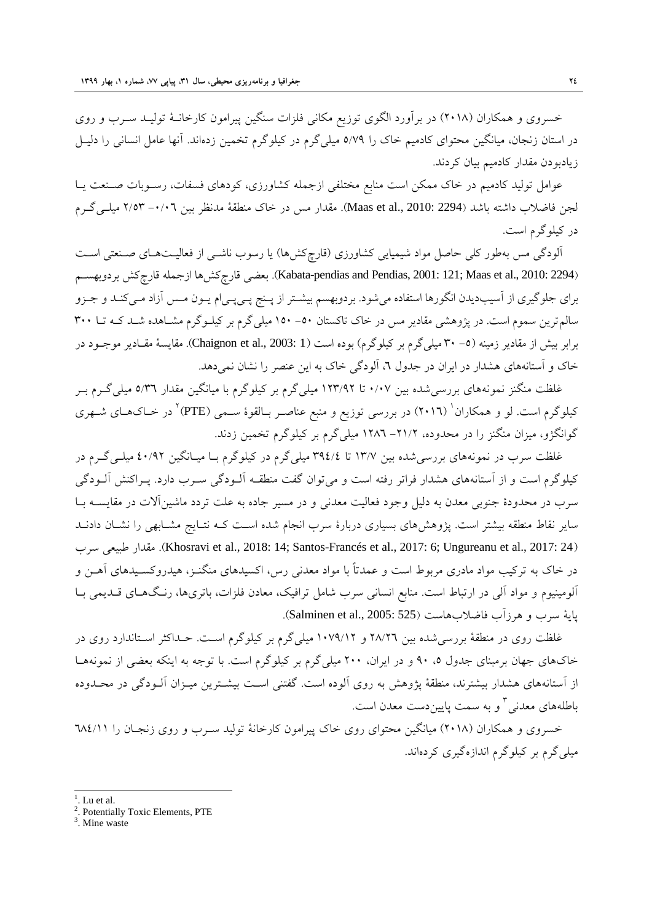خسروی و همکاران (۲۰۱۸) در برآورد الگوی توزیع مکانی فلزات سنگین پیرامون کارخانهٔ تولید سرب و روی در استان زنجان، میانگین محتوای کادمیم خاک را ۵/۷۹ میلی‌گرم در کیلوگرم تخمین زده‌اند. آنها عامل انسانی را دلیل زیادبودن مقدار کادمیم بیان کردند.

عوامل تولید کادمیم در خاک ممکن است منابع مختلفی ازجمله کشاورزی، کودهای فسفات، رسوبات صنعت یا لجن فاضلاب داشته باشد (Maas et al., 2010: 2294). مقدار مس در خاک منطقهٔ مدنظر بین ۰/۰۶– ۲/۵۳ میلی‌گرم در کیلوگرم است.

آلودگی مس به‌طور کلی حاصل مواد شیمیایی کشاورزی (قارچ‌کش‌ها) یا رسوب ناشی از فعالیت‌های صنعتی است (Kabata-pendias and Pendias, 2001: 121; Maas et al., 2010: 2294). بعضی قارچ‌کش‌ها ازجمله قارچ‌کش بردوبهسم برای جلوگیری از آسیب‌دیدن انگورها استفاده می‌شود. بردوبهسم بیشتر از پنج پی‌پی‌ام یون مس آزاد می‌کند و جزو سالم‌ترین سموم است. در پژوهشی مقادیر مس در خاک تاکستان ۵۰– ۱۵۰ میلی‌گرم بر کیلوگرم مشاهده شد که تا ۳۰۰ برابر بیش از مقادیر زمینه (۵– ۳۰ میلی‌گرم بر کیلوگرم) بوده است (Chaignon et al., 2003: 1). مقایسهٔ مقادیر موجود در خاک و آستانه‌های هشدار در ایران در جدول ٦، آلودگی خاک به این عنصر را نشان نمی‌دهد.

غلظت منگنز نمونه‌های بررسی‌شده بین ۰/۰۷ تا ۱۲۳/۹۲ میلی‌گرم بر کیلوگرم با میانگین مقدار ۵/۳٦ میلی‌گرم بر کیلوگرم است. لو و همکاران[1] (۲۰۱٦) در بررسی توزیع و منبع عناصر بالقوهٔ سمی (PTE)[2] در خاک‌های شهری گوانگژو، میزان منگنز را در محدوده، ۲۱/۲– ۱۲۸٦ میلی‌گرم بر کیلوگرم تخمین زدند.

غلظت سرب در نمونه‌های بررسی‌شده بین ۱۳/۷ تا ۳۹٤/٤ میلی‌گرم در کیلوگرم با میانگین ٤۰/۹۲ میلی‌گرم در کیلوگرم است و از آستانه‌های هشدار فراتر رفته است و می‌توان گفت منطقه آلودگی سرب دارد. پراکنش آلودگی سرب در محدودهٔ جنوبی معدن به دلیل وجود فعالیت معدنی و در مسیر جاده به علت تردد ماشین‌آلات در مقایسه با سایر نقاط منطقه بیشتر است. پژوهش‌های بسیاری دربارهٔ سرب انجام شده است که نتایج مشابهی را نشان دادند (Khosravi et al., 2018: 14; Santos-Francés et al., 2017: 6; Ungureanu et al., 2017: 24). مقدار طبیعی سرب در خاک به ترکیب مواد مادری مربوط است و عمدتاً با مواد معدنی رس، اکسیدهای منگنز، هیدروکسیدهای آهن و آلومینیوم و مواد آلی در ارتباط است. منابع انسانی سرب شامل ترافیک، معادن فلزات، باتری‌ها، رنگ‌های قدیمی با پایهٔ سرب و هرزآب فاضلاب‌هاست (Salminen et al., 2005: 525).

غلظت روی در منطقهٔ بررسی‌شده بین ۲۸/۲٦ و ۱۰۷۹/۱۲ میلی‌گرم بر کیلوگرم است. حداکثر استاندارد روی در خاک‌های جهان برمبنای جدول ۵، ۹۰ و در ایران، ۲۰۰ میلی‌گرم بر کیلوگرم است. با توجه به اینکه بعضی از نمونه‌ها از آستانه‌های هشدار بیشترند، منطقهٔ پژوهش به روی آلوده است. گفتنی است بیشترین میزان آلودگی در محدوده باطله‌های معدنی[3] و به سمت پایین‌دست معدن است.

خسروی و همکاران (۲۰۱۸) میانگین محتوای روی خاک پیرامون کارخانهٔ تولید سرب و روی زنجان را ٦۸٤/۱۱ میلی‌گرم بر کیلوگرم اندازه‌گیری کرده‌اند.

---

[1]. Lu et al.

[2]. Potentially Toxic Elements, PTE

[3]. Mine waste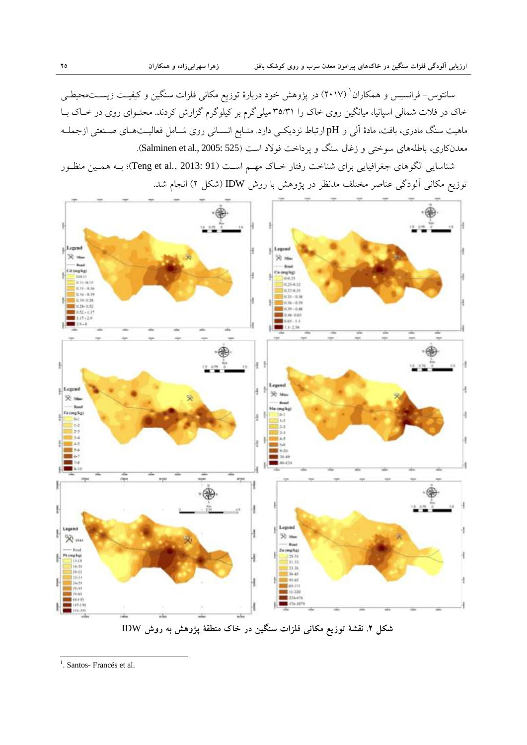سانتوس- فرانسیس و همکاران[1] (۲۰۱۷) در پژوهش خود دربارۀ توزیع مکانی فلزات سنگین و کیفیت زیست‌محیطی خاک در فلات شمالی اسپانیا، میانگین روی خاک را ۳۵/۳۱ میلی‌گرم بر کیلوگرم گزارش کردند. محتوای روی در خاک با ماهیت سنگ مادری، بافت، مادۀ آلی و pH ارتباط نزدیکی دارد. منابع انسانی روی شامل فعالیت‌های صنعتی ازجمله معدن‌کاری، باطله‌های سوختی و زغال سنگ و پرداخت فولاد است (Salminen et al., 2005: 525).

شناسایی الگوهای جغرافیایی برای شناخت رفتار خاک مهم است (Teng et al., 2013: 91)؛ به همین منظور توزیع مکانی آلودگی عناصر مختلف مدنظر در پژوهش با روش IDW (شکل ۲) انجام شد.

**شکل ۲. نقشۀ توزیع مکانی فلزات سنگین در خاک منطقۀ پژوهش به روش IDW**

[1]. Santos- Francés et al.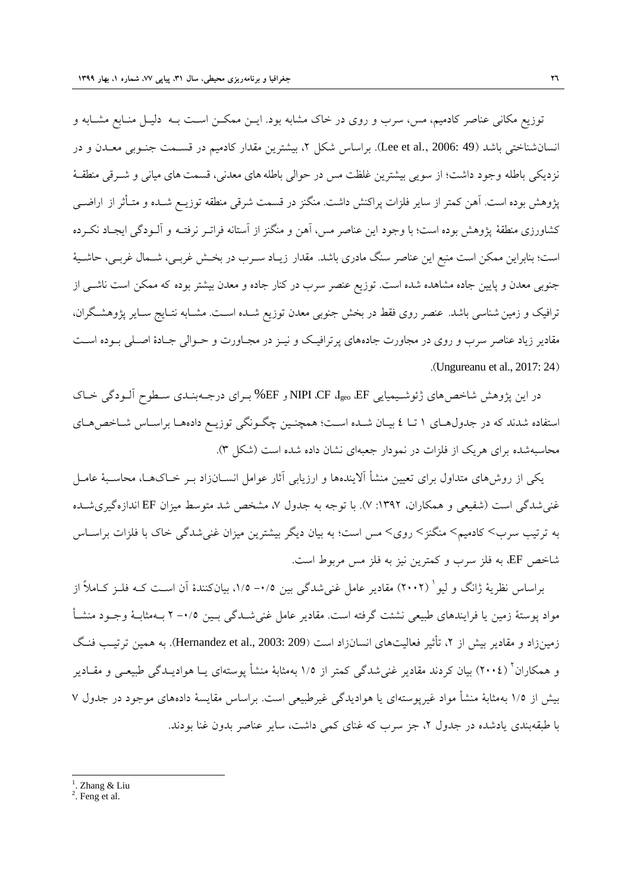توزیع مکانی عناصر کادمیم، مس، سرب و روی در خاک مشابه بود. این ممکن است به دلیل منابع مشابه و انسان‌شناختی باشد (Lee et al., 2006: 49). براساس شکل ۲، بیشترین مقدار کادمیم در قسمت جنوبی معدن و در نزدیکی باطله وجود داشت؛ از سویی بیشترین غلظت مس در حوالی باطله های معدنی، قسمت های میانی و شرقی منطقهٔ پژوهش بوده است. آهن کمتر از سایر فلزات پراکنش داشت. منگنز در قسمت شرقی منطقه توزیع شده و متأثر از اراضی کشاورزی منطقهٔ پژوهش بوده است؛ با وجود این عناصر مس، آهن و منگنز از آستانه فراتر نرفته و آلودگی ایجاد نکرده است؛ بنابراین ممکن است منبع این عناصر سنگ مادری باشد. مقدار زیاد سرب در بخش غربی، شمال غربی، حاشیهٔ جنوبی معدن و پایین جاده مشاهده شده است. توزیع عنصر سرب در کنار جاده و معدن بیشتر بوده که ممکن است ناشی از ترافیک و زمین شناسی باشد. عنصر روی فقط در بخش جنوبی معدن توزیع شده است. مشابه نتایج سایر پژوهشگران، مقادیر زیاد عناصر سرب و روی در مجاورت جاده‌های پرترافیک و نیز در مجاورت و حوالی جادهٔ اصلی بوده است (Ungureanu et al., 2017: 24).

در این پژوهش شاخص‌های ژئوشیمیایی EF، $I_{geo}$، CF، NIPI و EF% برای درجه‌بندی سطوح آلودگی خاک استفاده شدند که در جدول‌های ۱ تا ٤ بیان شده است؛ همچنین چگونگی توزیع داده‌ها براساس شاخص‌های محاسبه‌شده برای هریک از فلزات در نمودار جعبه‌ای نشان داده شده است (شکل ۳).

یکی از روش‌های متداول برای تعیین منشأ آلاینده‌ها و ارزیابی آثار عوامل انسان‌زاد بر خاک‌ها، محاسبهٔ عامل غنی‌شدگی است (شفیعی و همکاران، ۱۳۹۲: ۷). با توجه به جدول ۷، مشخص شد متوسط میزان EF اندازه‌گیری‌شده به ترتیب سرب> کادمیم> منگنز> روی> مس است؛ به بیان دیگر بیشترین میزان غنی‌شدگی خاک با فلزات براساس شاخص EF، به فلز سرب و کمترین نیز به فلز مس مربوط است.

براساس نظریهٔ ژانگ و لیو[1] (۲۰۰۲) مقادیر عامل غنی‌شدگی بین ۰/۵- ۱/۵، بیان‌کنندهٔ آن است که فلز کاملاً از مواد پوستهٔ زمین یا فرایندهای طبیعی نشئت گرفته است. مقادیر عامل غنی‌شدگی بین ۰/۵- ۲ به‌مثابهٔ وجود منشأ زمین‌زاد و مقادیر بیش از ۲، تأثیر فعالیت‌های انسان‌زاد است (Hernandez et al., 2003: 209). به همین ترتیب فنگ و همکاران[2] (۲۰۰٤) بیان کردند مقادیر غنی‌شدگی کمتر از ۱/۵ به‌مثابهٔ منشأ پوسته‌ای یا هوادیدگی طبیعی و مقادیر بیش از ۱/۵ به‌مثابهٔ منشأ مواد غیرپوسته‌ای یا هوادیدگی غیرطبیعی است. براساس مقایسهٔ داده‌های موجود در جدول ۷ با طبقه‌بندی یادشده در جدول ۲، جز سرب که غنای کمی داشت، سایر عناصر بدون غنا بودند.

---

[1]. Zhang & Liu

[2]. Feng et al.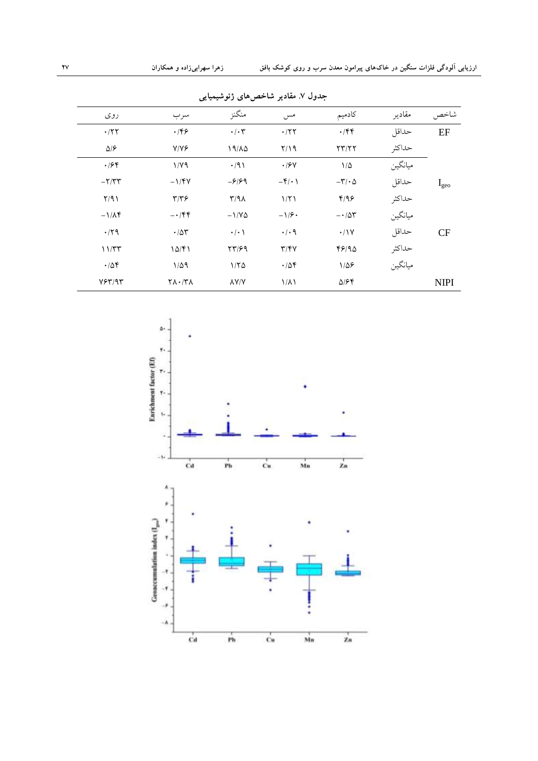جدول ۷. مقادیر شاخص‌های ژئوشیمیایی

| شاخص | مقادیر | کادمیم | مس | منگنز | سرب | روی |
|---|---|---|---|---|---|---|
| EF | حداقل | ۰/۴۴ | ۰/۲۲ | ۰/۰۳ | ۰/۴۶ | ۰/۲۲ |
| | حداکثر | ۲۳/۲۲ | ۲/۱۹ | ۱۹/۸۵ | ۷/۷۶ | ۵/۶ |
| | میانگین | ۱/۵ | ۰/۶۷ | ۰/۹۱ | ۱/۷۹ | ۰/۶۴ |
| $I_{geo}$ | حداقل | ‎-۳/۰۵ | ‎-۴/۰۱ | ‎-۶/۶۹ | ‎-۱/۴۷ | ‎-۲/۳۳ |
| | حداکثر | ۴/۹۶ | ۱/۲۱ | ۳/۹۸ | ۳/۳۶ | ۲/۹۱ |
| | میانگین | ‎-۰/۵۳ | ‎-۱/۶۰ | ‎-۱/۷۵ | ‎-۰/۴۴ | ‎-۱/۸۴ |
| CF | حداقل | ۰/۱۷ | ۰/۰۹ | ۰/۰۱ | ۰/۵۳ | ۰/۲۹ |
| | حداکثر | ۴۶/۹۵ | ۳/۴۷ | ۲۳/۶۹ | ۱۵/۴۱ | ۱۱/۳۳ |
| | میانگین | ۱/۵۶ | ۰/۵۴ | ۱/۲۵ | ۱/۵۹ | ۰/۵۴ |
| NIPI | | ۵/۶۴ | ۱/۸۱ | ۸۷/۷ | ۲۸۰/۳۸ | ۷۶۳/۹۳ |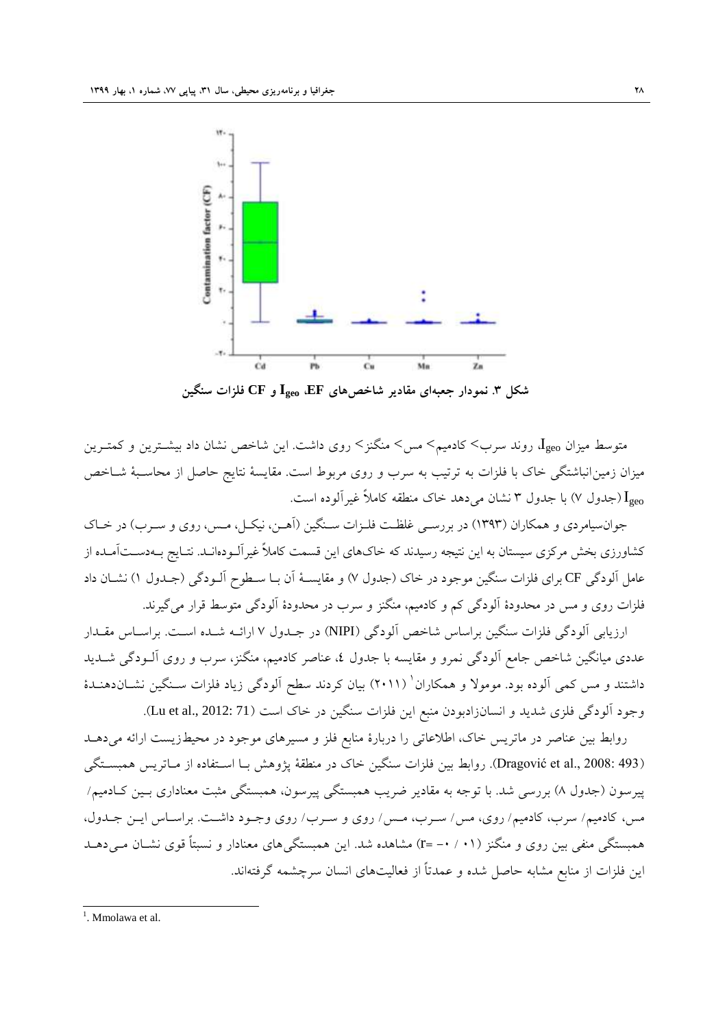شکل ۳. نمودار جعبه‌ای مقادیر شاخص‌های EF، $I_{geo}$ و CF فلزات سنگین

متوسط میزان $I_{geo}$، روند سرب> کادمیم> مس> منگنز> روی داشت. این شاخص نشان داد بیشترین و کمترین میزان زمین‌انباشتگی خاک با فلزات به ترتیب به سرب و روی مربوط است. مقایسهٔ نتایج حاصل از محاسبهٔ شاخص $I_{geo}$ (جدول ۷) با جدول ۳ نشان می‌دهد خاک منطقه کاملاً غیرآلوده است.

جوان‌سیامردی و همکاران (۱۳۹۳) در بررسی غلظت فلزات سنگین (آهن، نیکل، مس، روی و سرب) در خاک کشاورزی بخش مرکزی سیستان به این نتیجه رسیدند که خاک‌های این قسمت کاملاً غیرآلوده‌اند. نتایج به‌دست‌آمده از عامل آلودگی CF برای فلزات سنگین موجود در خاک (جدول ۷) و مقایسهٔ آن با سطوح آلودگی (جدول ۱) نشان داد فلزات روی و مس در محدودهٔ آلودگی کم و کادمیم، منگنز و سرب در محدودهٔ آلودگی متوسط قرار می‌گیرند.

ارزیابی آلودگی فلزات سنگین براساس شاخص آلودگی (NIPI) در جدول ۷ ارائه شده است. براساس مقدار عددی میانگین شاخص جامع آلودگی نمرو و مقایسه با جدول ٤، عناصر کادمیم، منگنز، سرب و روی آلودگی شدید داشتند و مس کمی آلوده بود. مومولا و همکاران[1] (۲۰۱۱) بیان کردند سطح آلودگی زیاد فلزات سنگین نشان‌دهندهٔ وجود آلودگی فلزی شدید و انسان‌زادبودن منبع این فلزات سنگین در خاک است (Lu et al., 2012: 71).

روابط بین عناصر در ماتریس خاک، اطلاعاتی را دربارهٔ منابع فلز و مسیرهای موجود در محیط‌زیست ارائه می‌دهد (Dragović et al., 2008: 493). روابط بین فلزات سنگین خاک در منطقهٔ پژوهش با استفاده از ماتریس همبستگی پیرسون (جدول ۸) بررسی شد. با توجه به مقادیر ضریب همبستگی پیرسون، همبستگی مثبت معناداری بین کادمیم/ مس، کادمیم/ سرب، کادمیم/ روی، مس/ سرب، مس/ روی و سرب/ روی وجود داشت. براساس این جدول، همبستگی منفی بین روی و منگنز ($r= -۰ / ۰۱$) مشاهده شد. این همبستگی‌های معنادار و نسبتاً قوی نشان می‌دهد این فلزات از منابع مشابه حاصل شده و عمدتاً از فعالیت‌های انسان سرچشمه گرفته‌اند.

---

[1]. Mmolawa et al.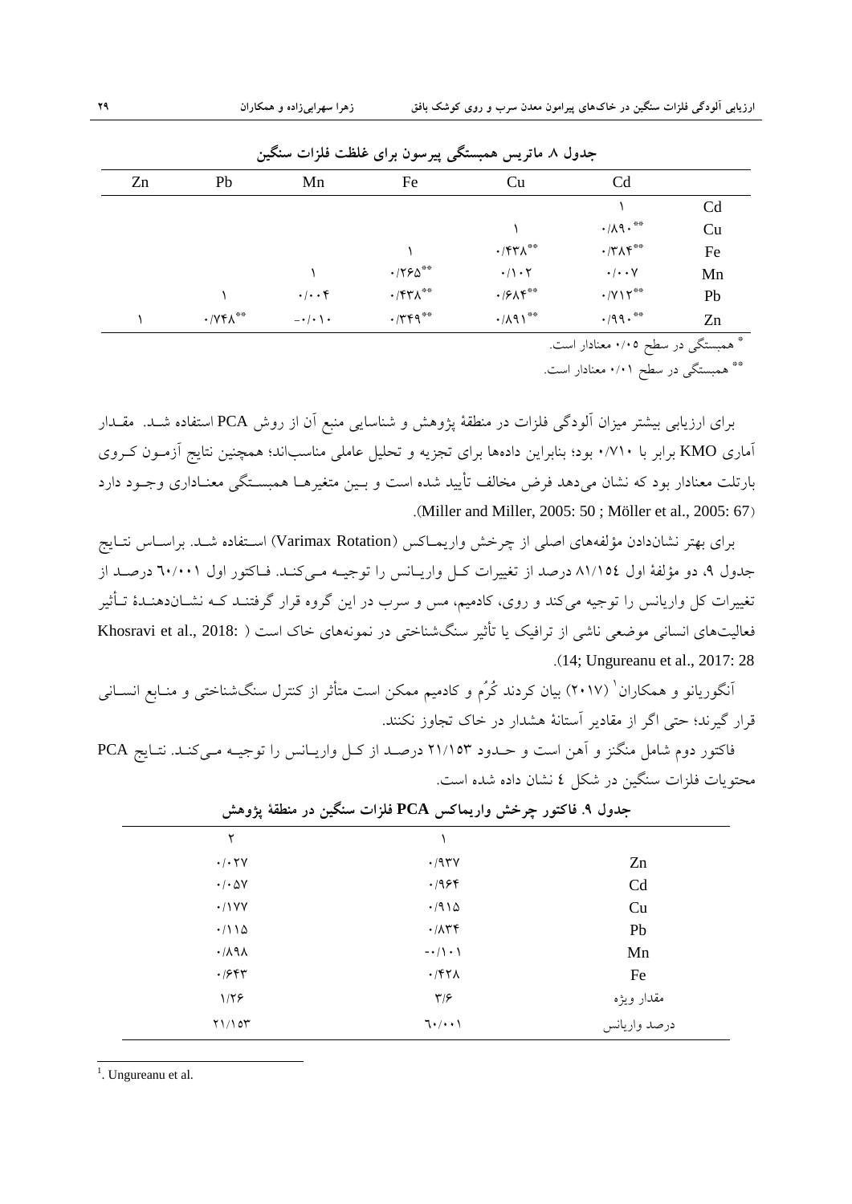**جدول ۸. ماتریس همبستگی پیرسون برای غلظت فلزات سنگین**

| | Cd | Cu | Fe | Mn | Pb | Zn |
|---|---|---|---|---|---|---|
| Cd | ۱ | | | | | |
| Cu | \*\*۰/۸۹۰ | ۱ | | | | |
| Fe | \*\*۰/۳۸۴ | \*\*۰/۴۳۸ | ۱ | | | |
| Mn | ۰/۰۰۷ | ۰/۱۰۲ | \*\*۰/۲۶۵ | ۱ | | |
| Pb | \*\*۰/۷۱۲ | \*\*۰/۶۸۴ | \*\*۰/۴۳۸ | ۰/۰۰۴ | ۱ | |
| Zn | \*\*۰/۹۹۰ | \*\*۰/۸۹۱ | \*\*۰/۳۴۹ | -۰/۰۱۰ | \*\*۰/۷۴۸ | ۱ |

\* همبستگی در سطح ۰/۰۵ معنادار است.

\*\* همبستگی در سطح ۰/۰۱ معنادار است.

برای ارزیابی بیشتر میزان آلودگی فلزات در منطقهٔ پژوهش و شناسایی منبع آن از روش PCA استفاده شد. مقدار آماری KMO برابر با ۰/۷۱۰ بود؛ بنابراین داده‌ها برای تجزیه و تحلیل عاملی مناسب‌اند؛ همچنین نتایج آزمون کروی بارتلت معنادار بود که نشان می‌دهد فرض مخالف تأیید شده است و بین متغیرها همبستگی معناداری وجود دارد (Miller and Miller, 2005: 50 ; Möller et al., 2005: 67).

برای بهتر نشان‌دادن مؤلفه‌های اصلی از چرخش واریماکس (Varimax Rotation) استفاده شد. براساس نتایج جدول ۹، دو مؤلفهٔ اول ۸۱/۱۵۴ درصد از تغییرات کل واریانس را توجیه می‌کند. فاکتور اول ٦٠/٠٠١ درصد از تغییرات کل واریانس را توجیه می‌کند و روی، کادمیم، مس و سرب در این گروه قرار گرفتند که نشان‌دهندهٔ تأثیر فعالیت‌های انسانی موضعی ناشی از ترافیک یا تأثیر سنگ‌شناختی در نمونه‌های خاک است (Khosravi et al., 2018: 14; Ungureanu et al., 2017: 28).

آنگوریانو و همکاران[1] (۲۰۱۷) بیان کردند کُرُم و کادمیم ممکن است متأثر از کنترل سنگ‌شناختی و منابع انسانی قرار گیرند؛ حتی اگر از مقادیر آستانهٔ هشدار در خاک تجاوز نکنند.

فاکتور دوم شامل منگنز و آهن است و حدود ۲۱/۱۵۳ درصد از کل واریانس را توجیه می‌کند. نتایج PCA محتویات فلزات سنگین در شکل ٤ نشان داده شده است.

**جدول ۹. فاکتور چرخش واریماکس PCA فلزات سنگین در منطقهٔ پژوهش**

| | ۱ | ۲ |
|---|---|---|
| Zn | ۰/۹۳۷ | ۰/۰۲۷ |
| Cd | ۰/۹۶۴ | ۰/۰۵۷ |
| Cu | ۰/۹۱۵ | ۰/۱۷۷ |
| Pb | ۰/۸۳۴ | ۰/۱۱۵ |
| Mn | -۰/۱۰۱ | ۰/۸۹۸ |
| Fe | ۰/۴۲۸ | ۰/۶۴۳ |
| مقدار ویژه | ۳/۶ | ۱/۲۶ |
| درصد واریانس | ٦٠/٠٠١ | ۲۱/۱۵۳ |

[1]. Ungureanu et al.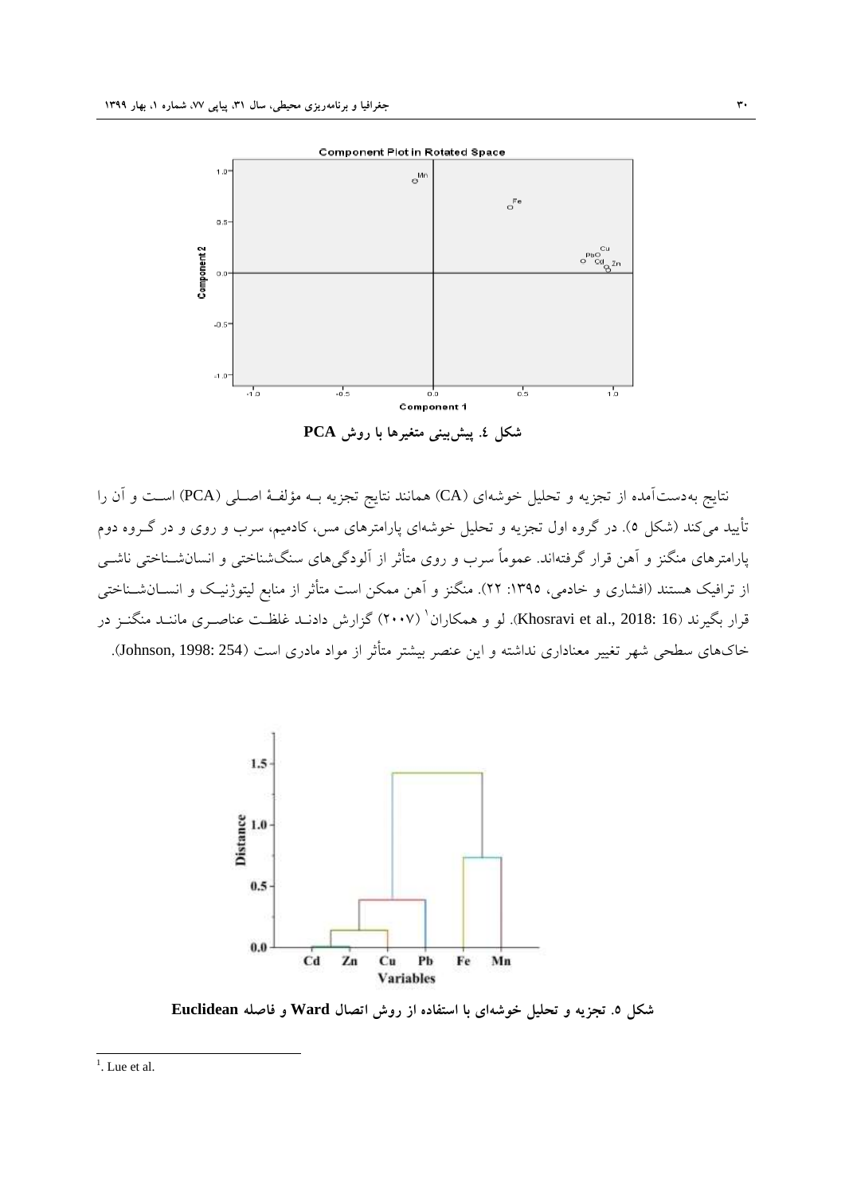شکل ٤. پیش‌بینی متغیرها با روش PCA

نتایج به‌دست‌آمده از تجزیه و تحلیل خوشه‌ای (CA) همانند نتایج تجزیه بـه مؤلفـۀ اصـلی (PCA) اسـت و آن را تأیید می‌کند (شکل ٥). در گروه اول تجزیه و تحلیل خوشه‌ای پارامترهای مس، کادمیم، سرب و روی و در گـروه دوم پارامترهای منگنز و آهن قرار گرفته‌اند. عموماً سرب و روی متأثر از آلودگی‌های سنگ‌شناختی و انسان‌شـناختی ناشـی از ترافیک هستند (افشاری و خادمی، ١٣٩٥: ٢٢). منگنز و آهن ممکن است متأثر از منابع لیتوژنیـک و انسـان‌شـناختی قرار بگیرند (Khosravi et al., 2018: 16). لو و همکاران[1] (٢٠٠٧) گزارش دادنـد غلظـت عناصـری ماننـد منگنـز در خاک‌های سطحی شهر تغییر معناداری نداشته و این عنصر بیشتر متأثر از مواد مادری است (Johnson, 1998: 254).

شکل ٥. تجزیه و تحلیل خوشه‌ای با استفاده از روش اتصال Ward و فاصله Euclidean

[1]. Lue et al.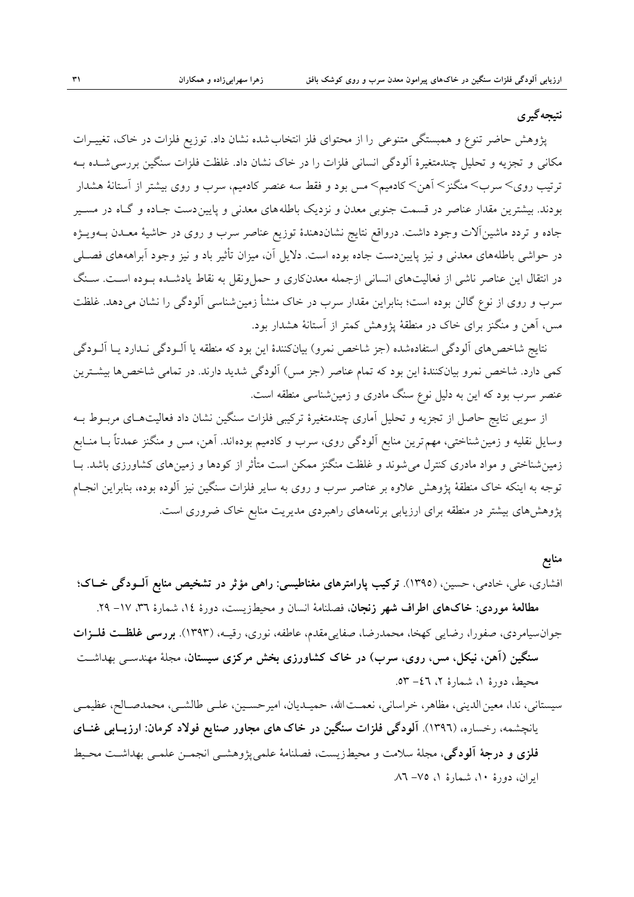## نتیجه‌گیری

پژوهش حاضر تنوع و همبستگی متنوعی را از محتوای فلز انتخاب‌شده نشان داد. توزیع فلزات در خاک، تغییرات مکانی و تجزیه و تحلیل چندمتغیرهٔ آلودگی انسانی فلزات را در خاک نشان داد. غلظت فلزات سنگین بررسی‌شده به ترتیب روی> سرب> منگنز> آهن> کادمیم> مس بود و فقط سه عنصر کادمیم، سرب و روی بیشتر از آستانهٔ هشدار بودند. بیشترین مقدار عناصر در قسمت جنوبی معدن و نزدیک باطله‌های معدنی و پایین‌دست جاده و گاه در مسیر جاده و تردد ماشین‌آلات وجود داشت. درواقع نتایج نشان‌دهندهٔ توزیع عناصر سرب و روی در حاشیهٔ معدن به‌ویژه در حواشی باطله‌های معدنی و نیز پایین‌دست جاده بوده است. دلایل آن، میزان تأثیر باد و نیز وجود آبراهه‌های فصلی در انتقال این عناصر ناشی از فعالیت‌های انسانی ازجمله معدن‌کاری و حمل‌ونقل به نقاط یادشده بوده است. سنگ سرب و روی از نوع گالن بوده است؛ بنابراین مقدار سرب در خاک منشأ زمین‌شناسی آلودگی را نشان می‌دهد. غلظت مس، آهن و منگنز برای خاک در منطقهٔ پژوهش کمتر از آستانهٔ هشدار بود.

نتایج شاخص‌های آلودگی استفاده‌شده (جز شاخص نمرو) بیان‌کنندهٔ این بود که منطقه یا آلودگی ندارد یا آلودگی کمی دارد. شاخص نمرو بیان‌کنندهٔ این بود که تمام عناصر (جز مس) آلودگی شدید دارند. در تمامی شاخص‌ها بیشترین عنصر سرب بود که این به دلیل نوع سنگ مادری و زمین‌شناسی منطقه است.

از سویی نتایج حاصل از تجزیه و تحلیل آماری چندمتغیرهٔ ترکیبی فلزات سنگین نشان داد فعالیت‌های مربوط به وسایل نقلیه و زمین‌شناختی، مهم‌ترین منابع آلودگی روی، سرب و کادمیم بوده‌اند. آهن، مس و منگنز عمدتاً با منابع زمین‌شناختی و مواد مادری کنترل می‌شوند و غلظت منگنز ممکن است متأثر از کودها و زمین‌های کشاورزی باشد. با توجه به اینکه خاک منطقهٔ پژوهش علاوه بر عناصر سرب و روی به سایر فلزات سنگین نیز آلوده بوده، بنابراین انجام پژوهش‌های بیشتر در منطقه برای ارزیابی برنامه‌های راهبردی مدیریت منابع خاک ضروری است.

## منابع

افشاری، علی، خادمی، حسین، (۱۳۹۵). **ترکیب پارامترهای مغناطیسی: راهی مؤثر در تشخیص منابع آلودگی خاک؛ مطالعهٔ موردی: خاک‌های اطراف شهر زنجان**، فصلنامهٔ انسان و محیط‌زیست، دورهٔ ۱۴، شمارهٔ ۳۶، ۱۷– ۲۹.

جوان‌سیامردی، صفورا، رضایی کهخا، محمدرضا، صفایی‌مقدم، عاطفه، نوری، رقیه، (۱۳۹۳). **بررسی غلظت فلزات سنگین (آهن، نیکل، مس، روی، سرب) در خاک کشاورزی بخش مرکزی سیستان**، مجلهٔ مهندسی بهداشت محیط، دورهٔ ۱، شمارهٔ ۲، ٤٦– ٥٣.

سیستانی، ندا، معین‌الدینی، مظاهر، خراسانی، نعمت‌الله، حمیدیان، امیرحسین، علی طالشی، محمدصالح، عظیمی یانچشمه، رخساره، (۱۳۹٦). **آلودگی فلزات سنگین در خاک‌های مجاور صنایع فولاد کرمان: ارزیابی غنای فلزی و درجهٔ آلودگی**، مجلهٔ سلامت و محیط‌زیست، فصلنامهٔ علمی‌پژوهشی انجمن علمی بهداشت محیط ایران، دورهٔ ۱۰، شمارهٔ ۱، ۷۵– ۸٦.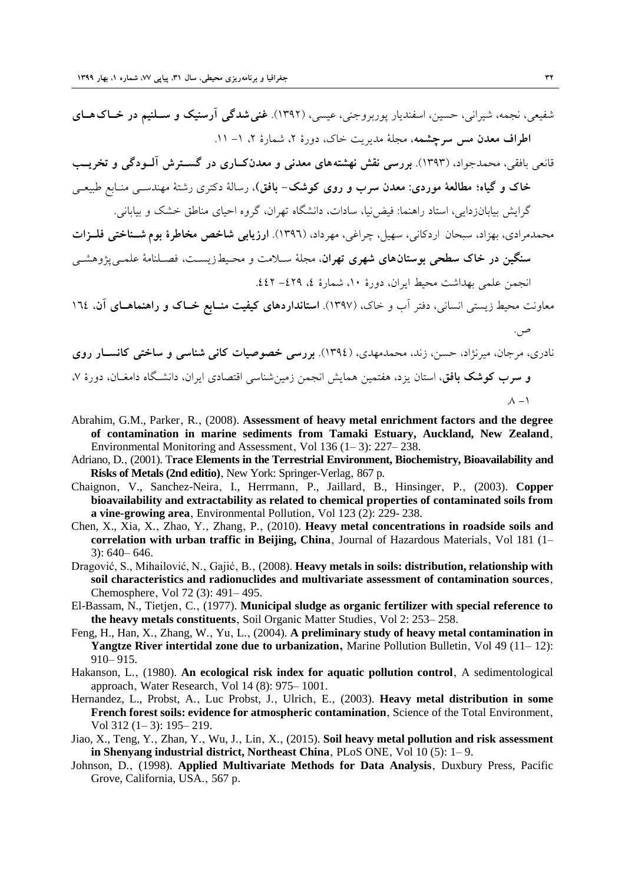شفیعی، نجمه، شیرانی، حسین، اسفندیار پوربروجنی، عیسی، (۱۳۹۲). **غنی‌شدگی آرسنیک و سلنیم در خاک‌های اطراف معدن مس سرچشمه**، مجلهٔ مدیریت خاک، دورهٔ ۲، شمارهٔ ۲، ۱- ۱۱.

قانعی بافقی، محمدجواد، (۱۳۹۳). **بررسی نقش نهشته‌های معدنی و معدن‌کاری در گسترش آلودگی و تخریب خاک و گیاه؛ مطالعهٔ موردی: معدن سرب و روی کوشک- بافق)**، رسالهٔ دکتری رشتهٔ مهندسی منابع طبیعی گرایش بیابان‌زدایی، استاد راهنما: فیض‌نیا، سادات، دانشگاه تهران، گروه احیای مناطق خشک و بیابانی.

محمدمرادی، بهزاد، سبحان اردکانی، سهیل، چراغی، مهرداد، (۱۳۹٦). **ارزیابی شاخص مخاطرهٔ بوم شناختی فلزات سنگین در خاک سطحی بوستان‌های شهری تهران**، مجلهٔ سلامت و محیط‌زیست، فصلنامهٔ علمی‌پژوهشی انجمن علمی بهداشت محیط ایران، دورهٔ ۱۰، شمارهٔ ٤، ٤٢٩- ٤٤٢.

معاونت محیط زیستی انسانی، دفتر آب و خاک، (۱۳۹۷). **استانداردهای کیفیت منابع خاک و راهنماهای آن**، ۱٦٤ ص.

نادری، مرجان، میرنژاد، حسن، زند، محمدمهدی، (۱۳۹٤). **بررسی خصوصیات کانی شناسی و ساختی کانسار روی و سرب کوشک بافق**، استان یزد، هفتمین همایش انجمن زمین‌شناسی اقتصادی ایران، دانشگاه دامغان، دورهٔ ۷، ۱- ۸.

Abrahim, G.M., Parker, R., (2008). **Assessment of heavy metal enrichment factors and the degree of contamination in marine sediments from Tamaki Estuary, Auckland, New Zealand**, Environmental Monitoring and Assessment, Vol 136 (1– 3): 227– 238.

Adriano, D., (2001). T**race Elements in the Terrestrial Environment, Biochemistry, Bioavailability and Risks of Metals (2nd editio)**, New York: Springer-Verlag, 867 p.

Chaignon, V., Sanchez-Neira, I., Herrmann, P., Jaillard, B., Hinsinger, P., (2003). **Copper bioavailability and extractability as related to chemical properties of contaminated soils from a vine-growing area**, Environmental Pollution, Vol 123 (2): 229- 238.

Chen, X., Xia, X., Zhao, Y., Zhang, P., (2010). **Heavy metal concentrations in roadside soils and correlation with urban traffic in Beijing, China**, Journal of Hazardous Materials, Vol 181 (1– 3): 640– 646.

Dragović, S., Mihailović, N., Gajić, B., (2008). **Heavy metals in soils: distribution, relationship with soil characteristics and radionuclides and multivariate assessment of contamination sources**, Chemosphere, Vol 72 (3): 491– 495.

El-Bassam, N., Tietjen, C., (1977). **Municipal sludge as organic fertilizer with special reference to the heavy metals constituents**, Soil Organic Matter Studies, Vol 2: 253– 258.

Feng, H., Han, X., Zhang, W., Yu, L., (2004). **A preliminary study of heavy metal contamination in Yangtze River intertidal zone due to urbanization,** Marine Pollution Bulletin, Vol 49 (11– 12): 910– 915.

Hakanson, L., (1980). **An ecological risk index for aquatic pollution control**, A sedimentological approach, Water Research, Vol 14 (8): 975– 1001.

Hernandez, L., Probst, A., Luc Probst, J., Ulrich, E., (2003). **Heavy metal distribution in some French forest soils: evidence for atmospheric contamination**, Science of the Total Environment, Vol 312 (1– 3): 195– 219.

Jiao, X., Teng, Y., Zhan, Y., Wu, J., Lin, X., (2015). **Soil heavy metal pollution and risk assessment in Shenyang industrial district, Northeast China**, PLoS ONE, Vol 10 (5): 1– 9.

Johnson, D., (1998). **Applied Multivariate Methods for Data Analysis**, Duxbury Press, Pacific Grove, California, USA., 567 p.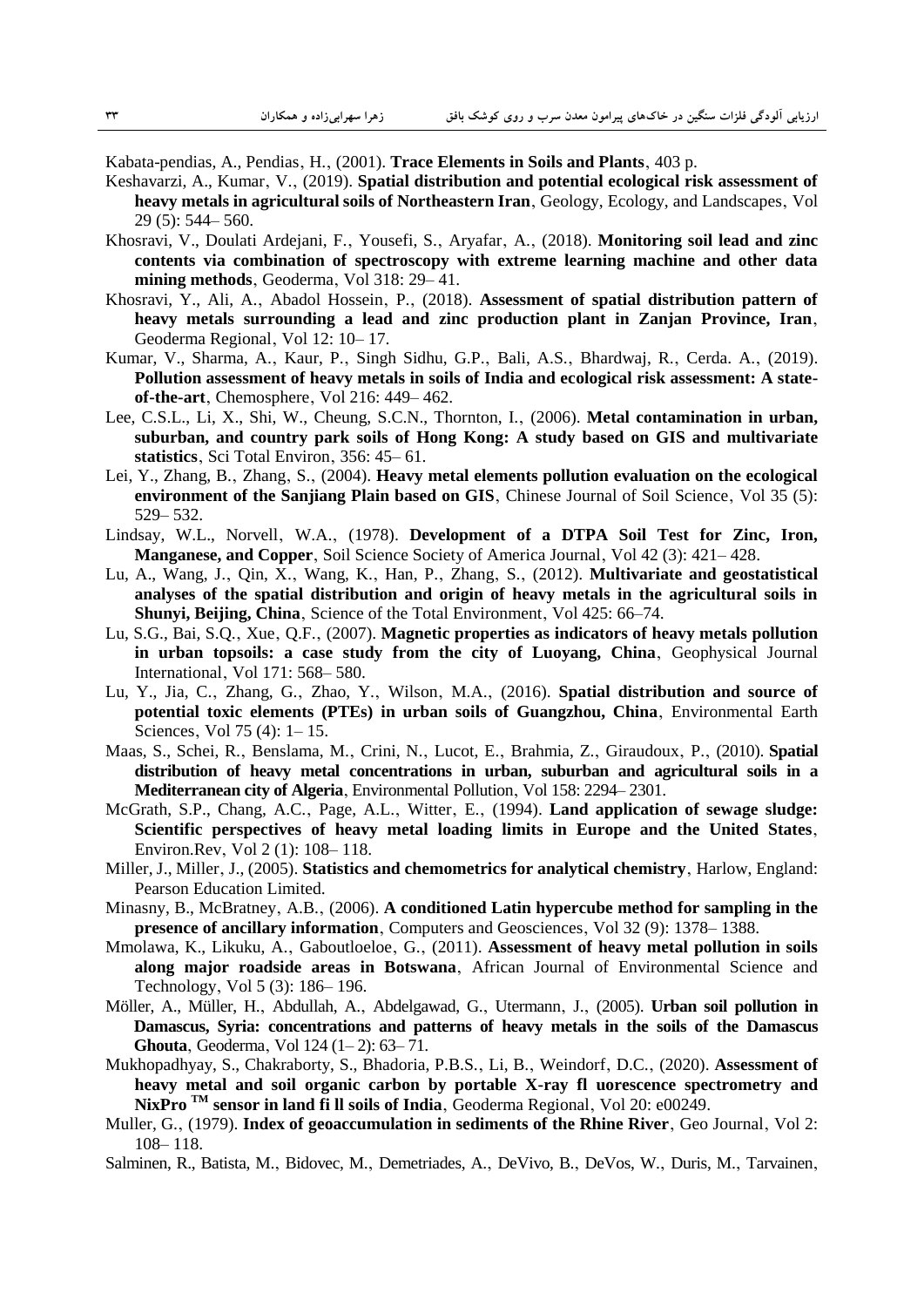Kabata-pendias, A., Pendias, H., (2001). **Trace Elements in Soils and Plants**, 403 p.

Keshavarzi, A., Kumar, V., (2019). **Spatial distribution and potential ecological risk assessment of heavy metals in agricultural soils of Northeastern Iran**, Geology, Ecology, and Landscapes, Vol 29 (5): 544– 560.

Khosravi, V., Doulati Ardejani, F., Yousefi, S., Aryafar, A., (2018). **Monitoring soil lead and zinc contents via combination of spectroscopy with extreme learning machine and other data mining methods**, Geoderma, Vol 318: 29– 41.

Khosravi, Y., Ali, A., Abadol Hossein, P., (2018). **Assessment of spatial distribution pattern of heavy metals surrounding a lead and zinc production plant in Zanjan Province, Iran**, Geoderma Regional, Vol 12: 10– 17.

Kumar, V., Sharma, A., Kaur, P., Singh Sidhu, G.P., Bali, A.S., Bhardwaj, R., Cerda. A., (2019). **Pollution assessment of heavy metals in soils of India and ecological risk assessment: A state-of-the-art**, Chemosphere, Vol 216: 449– 462.

Lee, C.S.L., Li, X., Shi, W., Cheung, S.C.N., Thornton, I., (2006). **Metal contamination in urban, suburban, and country park soils of Hong Kong: A study based on GIS and multivariate statistics**, Sci Total Environ, 356: 45– 61.

Lei, Y., Zhang, B., Zhang, S., (2004). **Heavy metal elements pollution evaluation on the ecological environment of the Sanjiang Plain based on GIS**, Chinese Journal of Soil Science, Vol 35 (5): 529– 532.

Lindsay, W.L., Norvell, W.A., (1978). **Development of a DTPA Soil Test for Zinc, Iron, Manganese, and Copper**, Soil Science Society of America Journal, Vol 42 (3): 421– 428.

Lu, A., Wang, J., Qin, X., Wang, K., Han, P., Zhang, S., (2012). **Multivariate and geostatistical analyses of the spatial distribution and origin of heavy metals in the agricultural soils in Shunyi, Beijing, China**, Science of the Total Environment, Vol 425: 66–74.

Lu, S.G., Bai, S.Q., Xue, Q.F., (2007). **Magnetic properties as indicators of heavy metals pollution in urban topsoils: a case study from the city of Luoyang, China**, Geophysical Journal International, Vol 171: 568– 580.

Lu, Y., Jia, C., Zhang, G., Zhao, Y., Wilson, M.A., (2016). **Spatial distribution and source of potential toxic elements (PTEs) in urban soils of Guangzhou, China**, Environmental Earth Sciences, Vol 75 (4): 1– 15.

Maas, S., Schei, R., Benslama, M., Crini, N., Lucot, E., Brahmia, Z., Giraudoux, P., (2010). **Spatial distribution of heavy metal concentrations in urban, suburban and agricultural soils in a Mediterranean city of Algeria**, Environmental Pollution, Vol 158: 2294– 2301.

McGrath, S.P., Chang, A.C., Page, A.L., Witter, E., (1994). **Land application of sewage sludge: Scientific perspectives of heavy metal loading limits in Europe and the United States**, Environ.Rev, Vol 2 (1): 108– 118.

Miller, J., Miller, J., (2005). **Statistics and chemometrics for analytical chemistry**, Harlow, England: Pearson Education Limited.

Minasny, B., McBratney, A.B., (2006). **A conditioned Latin hypercube method for sampling in the presence of ancillary information**, Computers and Geosciences, Vol 32 (9): 1378– 1388.

Mmolawa, K., Likuku, A., Gaboutloeloe, G., (2011). **Assessment of heavy metal pollution in soils along major roadside areas in Botswana**, African Journal of Environmental Science and Technology, Vol 5 (3): 186– 196.

Möller, A., Müller, H., Abdullah, A., Abdelgawad, G., Utermann, J., (2005). **Urban soil pollution in Damascus, Syria: concentrations and patterns of heavy metals in the soils of the Damascus Ghouta**, Geoderma, Vol 124 (1– 2): 63– 71.

Mukhopadhyay, S., Chakraborty, S., Bhadoria, P.B.S., Li, B., Weindorf, D.C., (2020). **Assessment of heavy metal and soil organic carbon by portable X-ray fl uorescence spectrometry and NixPro ™ sensor in land fi ll soils of India**, Geoderma Regional, Vol 20: e00249.

Muller, G., (1979). **Index of geoaccumulation in sediments of the Rhine River**, Geo Journal, Vol 2: 108– 118.

Salminen, R., Batista, M., Bidovec, M., Demetriades, A., DeVivo, B., DeVos, W., Duris, M., Tarvainen,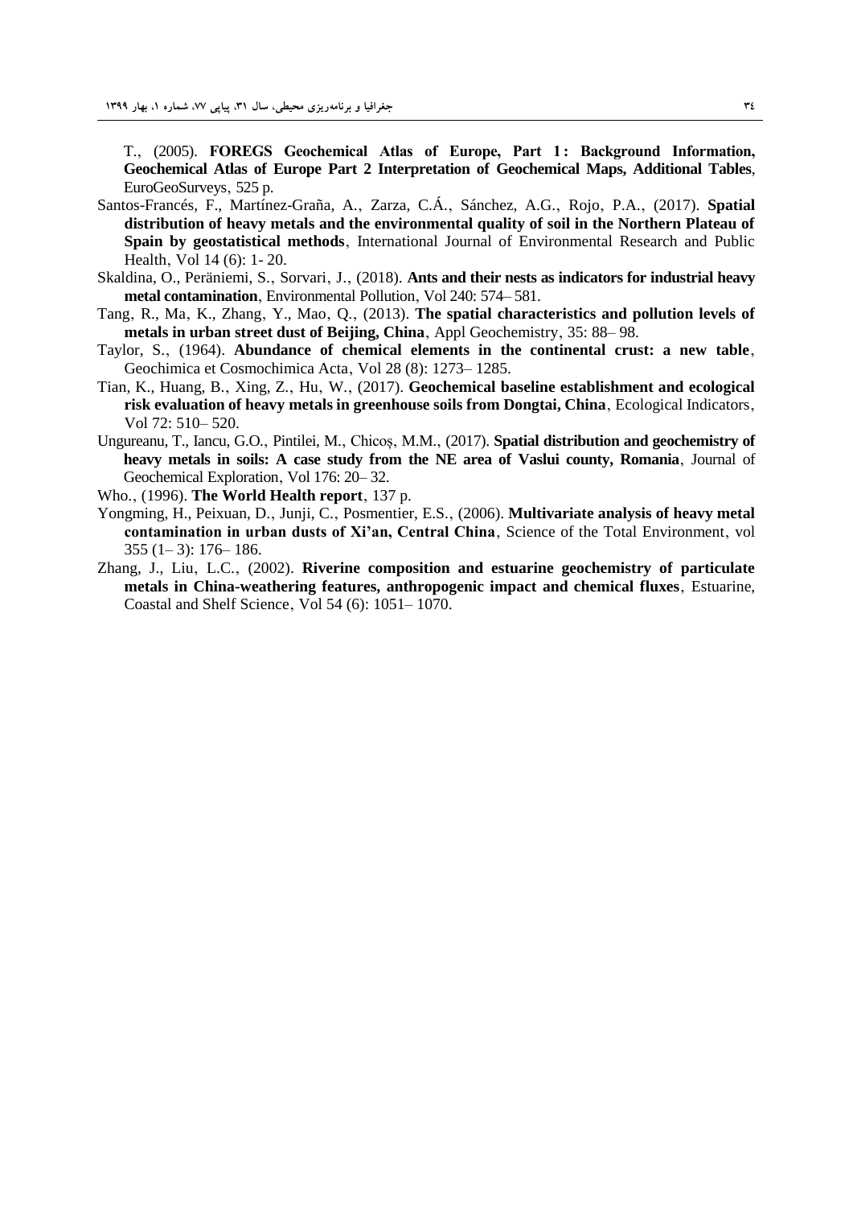T., (2005). **FOREGS Geochemical Atlas of Europe, Part 1: Background Information, Geochemical Atlas of Europe Part 2 Interpretation of Geochemical Maps, Additional Tables**, EuroGeoSurveys, 525 p.

Santos-Francés, F., Martínez-Graña, A., Zarza, C.Á., Sánchez, A.G., Rojo, P.A., (2017). **Spatial distribution of heavy metals and the environmental quality of soil in the Northern Plateau of Spain by geostatistical methods**, International Journal of Environmental Research and Public Health, Vol 14 (6): 1- 20.

Skaldina, O., Peräniemi, S., Sorvari, J., (2018). **Ants and their nests as indicators for industrial heavy metal contamination**, Environmental Pollution, Vol 240: 574– 581.

Tang, R., Ma, K., Zhang, Y., Mao, Q., (2013). **The spatial characteristics and pollution levels of metals in urban street dust of Beijing, China**, Appl Geochemistry, 35: 88– 98.

Taylor, S., (1964). **Abundance of chemical elements in the continental crust: a new table**, Geochimica et Cosmochimica Acta, Vol 28 (8): 1273– 1285.

Tian, K., Huang, B., Xing, Z., Hu, W., (2017). **Geochemical baseline establishment and ecological risk evaluation of heavy metals in greenhouse soils from Dongtai, China**, Ecological Indicators, Vol 72: 510– 520.

Ungureanu, T., Iancu, G.O., Pintilei, M., Chicoș, M.M., (2017). **Spatial distribution and geochemistry of heavy metals in soils: A case study from the NE area of Vaslui county, Romania**, Journal of Geochemical Exploration, Vol 176: 20– 32.

Who., (1996). **The World Health report**, 137 p.

Yongming, H., Peixuan, D., Junji, C., Posmentier, E.S., (2006). **Multivariate analysis of heavy metal contamination in urban dusts of Xi'an, Central China**, Science of the Total Environment, vol 355 (1– 3): 176– 186.

Zhang, J., Liu, L.C., (2002). **Riverine composition and estuarine geochemistry of particulate metals in China-weathering features, anthropogenic impact and chemical fluxes**, Estuarine, Coastal and Shelf Science, Vol 54 (6): 1051– 1070.